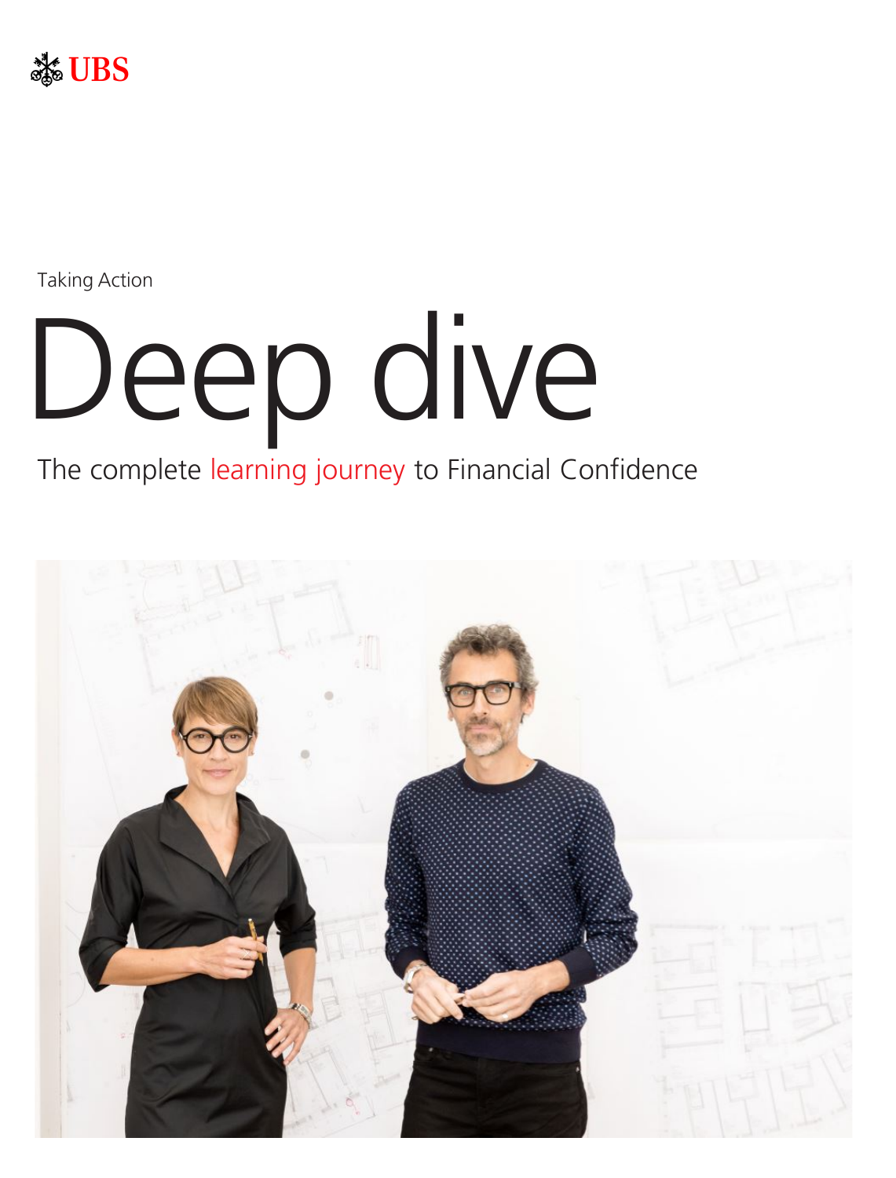UBS

Taking Action

# Deep dive

The complete learning journey to Financial Confidence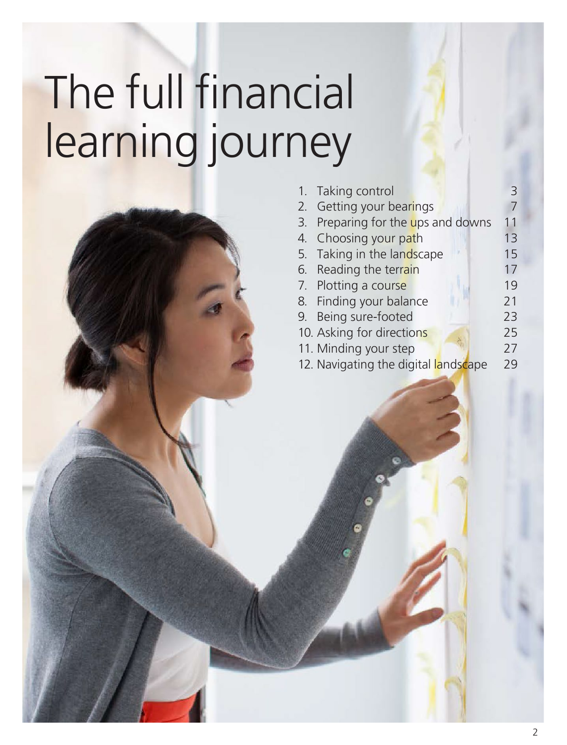# The full financial learning journey

1. Taking control 3
2. Getting your bearings 7
3. Preparing for the ups and downs 11
4. Choosing your path 13
5. Taking in the landscape 15
6. Reading the terrain 17
7. Plotting a course 19
8. Finding your balance 21
9. Being sure-footed 23
10. Asking for directions 25
11. Minding your step 27
12. Navigating the digital landscape 29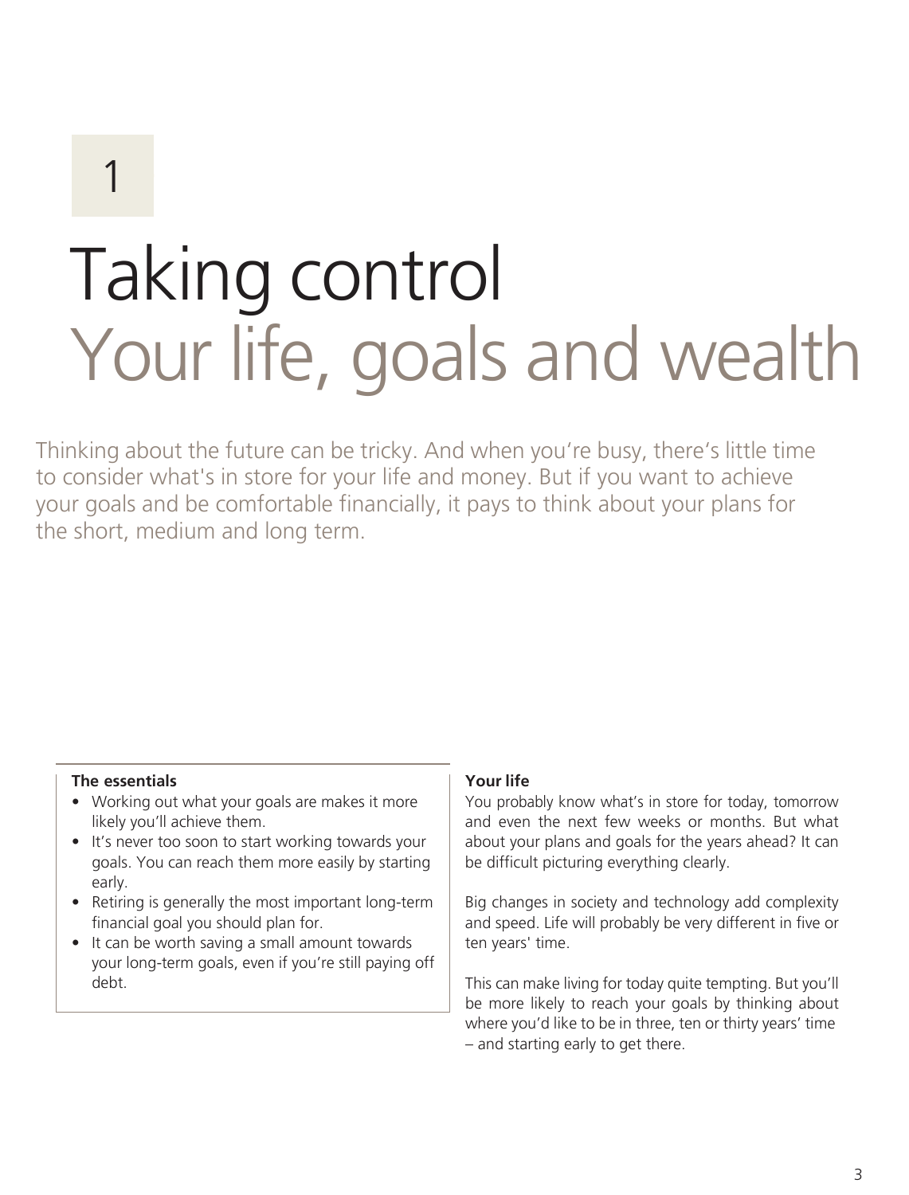1

# Taking control
## Your life, goals and wealth

Thinking about the future can be tricky. And when you're busy, there's little time to consider what's in store for your life and money. But if you want to achieve your goals and be comfortable financially, it pays to think about your plans for the short, medium and long term.

**The essentials**

- Working out what your goals are makes it more likely you'll achieve them.
- It's never too soon to start working towards your goals. You can reach them more easily by starting early.
- Retiring is generally the most important long-term financial goal you should plan for.
- It can be worth saving a small amount towards your long-term goals, even if you're still paying off debt.

### Your life

You probably know what's in store for today, tomorrow and even the next few weeks or months. But what about your plans and goals for the years ahead? It can be difficult picturing everything clearly.

Big changes in society and technology add complexity and speed. Life will probably be very different in five or ten years' time.

This can make living for today quite tempting. But you'll be more likely to reach your goals by thinking about where you'd like to be in three, ten or thirty years' time – and starting early to get there.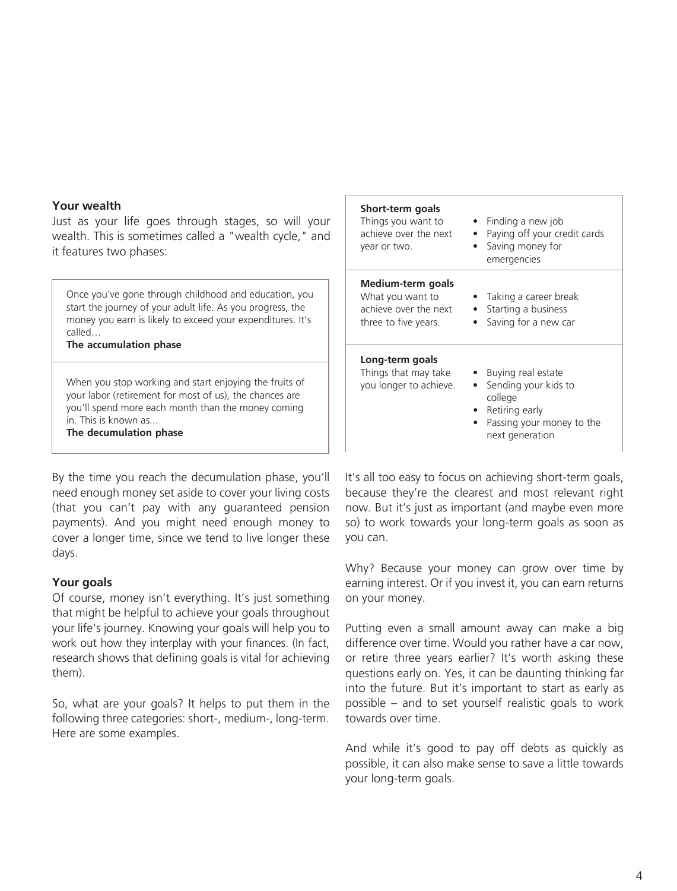## Your wealth

Just as your life goes through stages, so will your wealth. This is sometimes called a "wealth cycle," and it features two phases:

Once you've gone through childhood and education, you start the journey of your adult life. As you progress, the money you earn is likely to exceed your expenditures. It's called…
**The accumulation phase**

When you stop working and start enjoying the fruits of your labor (retirement for most of us), the chances are you'll spend more each month than the money coming in. This is known as...
**The decumulation phase**

By the time you reach the decumulation phase, you'll need enough money set aside to cover your living costs (that you can't pay with any guaranteed pension payments). And you might need enough money to cover a longer time, since we tend to live longer these days.

## Your goals

Of course, money isn't everything. It's just something that might be helpful to achieve your goals throughout your life's journey. Knowing your goals will help you to work out how they interplay with your finances. (In fact, research shows that defining goals is vital for achieving them).

So, what are your goals? It helps to put them in the following three categories: short-, medium-, long-term. Here are some examples.

| Goal type | Examples |
|---|---|
| **Short-term goals**<br>Things you want to achieve over the next year or two. | • Finding a new job<br>• Paying off your credit cards<br>• Saving money for emergencies |
| **Medium-term goals**<br>What you want to achieve over the next three to five years. | • Taking a career break<br>• Starting a business<br>• Saving for a new car |
| **Long-term goals**<br>Things that may take you longer to achieve. | • Buying real estate<br>• Sending your kids to college<br>• Retiring early<br>• Passing your money to the next generation |

It's all too easy to focus on achieving short-term goals, because they're the clearest and most relevant right now. But it's just as important (and maybe even more so) to work towards your long-term goals as soon as you can.

Why? Because your money can grow over time by earning interest. Or if you invest it, you can earn returns on your money.

Putting even a small amount away can make a big difference over time. Would you rather have a car now, or retire three years earlier? It's worth asking these questions early on. Yes, it can be daunting thinking far into the future. But it's important to start as early as possible – and to set yourself realistic goals to work towards over time.

And while it's good to pay off debts as quickly as possible, it can also make sense to save a little towards your long-term goals.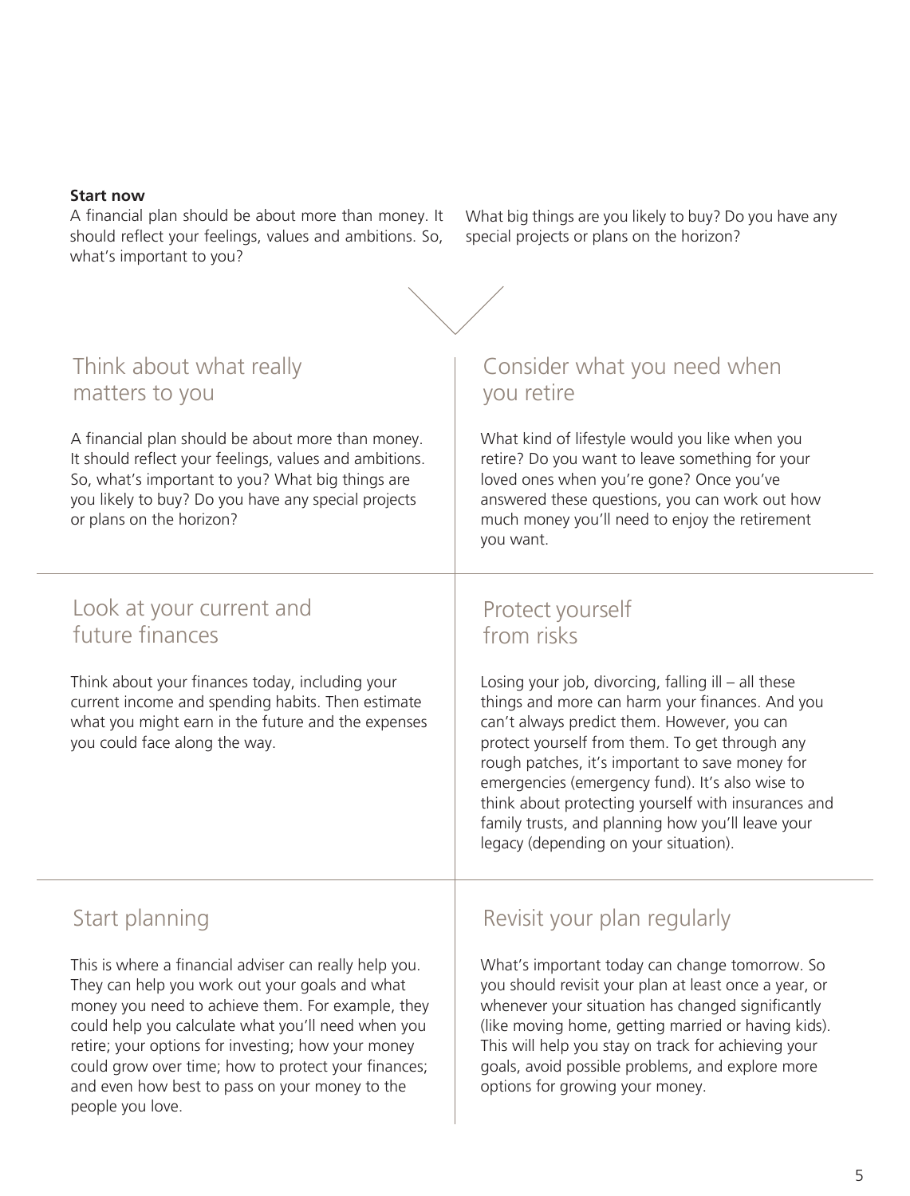**Start now**

A financial plan should be about more than money. It should reflect your feelings, values and ambitions. So, what's important to you?

What big things are you likely to buy? Do you have any special projects or plans on the horizon?

## Think about what really matters to you

A financial plan should be about more than money. It should reflect your feelings, values and ambitions. So, what's important to you? What big things are you likely to buy? Do you have any special projects or plans on the horizon?

## Consider what you need when you retire

What kind of lifestyle would you like when you retire? Do you want to leave something for your loved ones when you're gone? Once you've answered these questions, you can work out how much money you'll need to enjoy the retirement you want.

## Look at your current and future finances

Think about your finances today, including your current income and spending habits. Then estimate what you might earn in the future and the expenses you could face along the way.

## Protect yourself from risks

Losing your job, divorcing, falling ill – all these things and more can harm your finances. And you can't always predict them. However, you can protect yourself from them. To get through any rough patches, it's important to save money for emergencies (emergency fund). It's also wise to think about protecting yourself with insurances and family trusts, and planning how you'll leave your legacy (depending on your situation).

## Start planning

This is where a financial adviser can really help you. They can help you work out your goals and what money you need to achieve them. For example, they could help you calculate what you'll need when you retire; your options for investing; how your money could grow over time; how to protect your finances; and even how best to pass on your money to the people you love.

## Revisit your plan regularly

What's important today can change tomorrow. So you should revisit your plan at least once a year, or whenever your situation has changed significantly (like moving home, getting married or having kids). This will help you stay on track for achieving your goals, avoid possible problems, and explore more options for growing your money.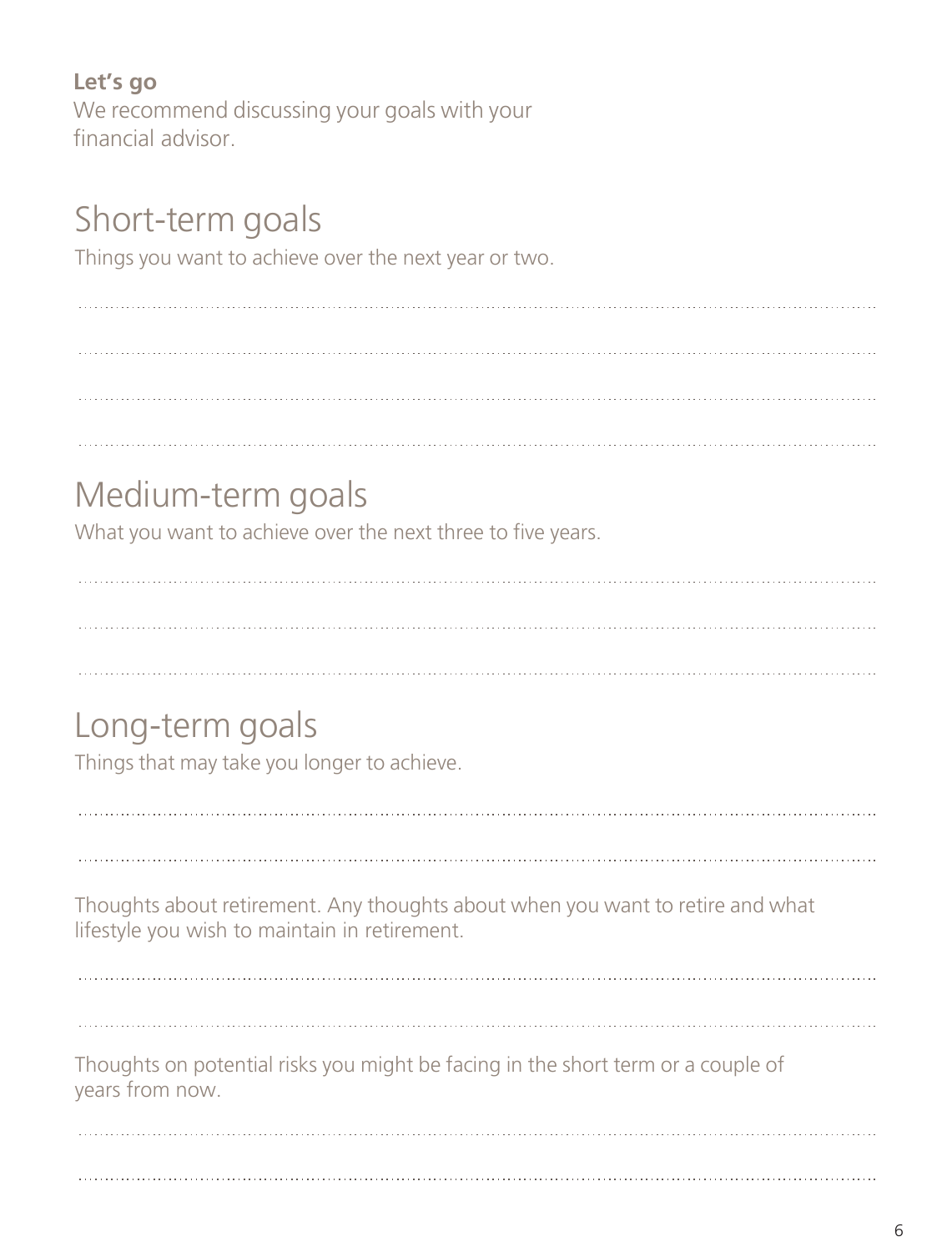**Let's go**
We recommend discussing your goals with your financial advisor.

## Short-term goals

Things you want to achieve over the next year or two.

## Medium-term goals

What you want to achieve over the next three to five years.

## Long-term goals

Things that may take you longer to achieve.

Thoughts about retirement. Any thoughts about when you want to retire and what lifestyle you wish to maintain in retirement.

Thoughts on potential risks you might be facing in the short term or a couple of years from now.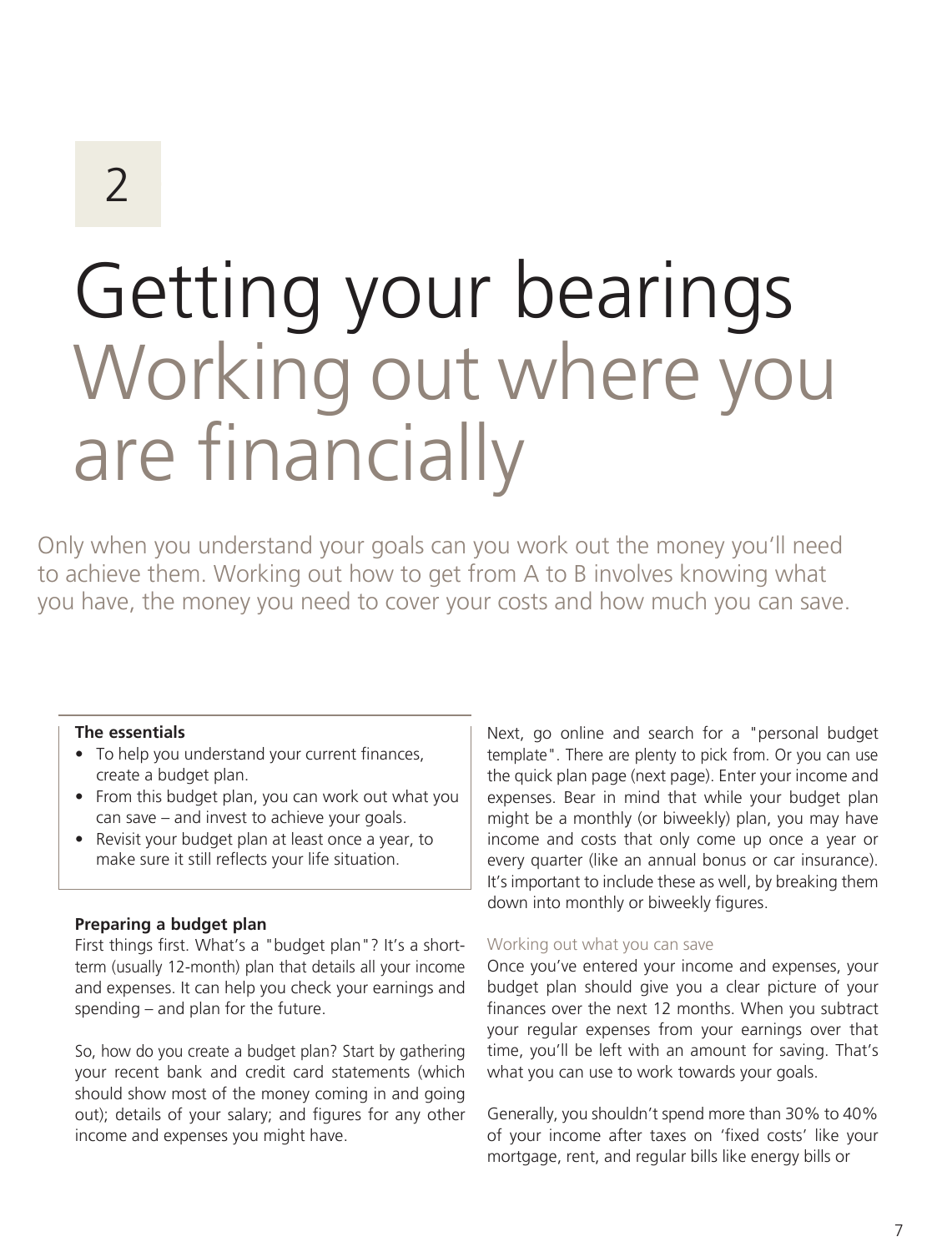2

# Getting your bearings
## Working out where you are financially

Only when you understand your goals can you work out the money you'll need to achieve them. Working out how to get from A to B involves knowing what you have, the money you need to cover your costs and how much you can save.

**The essentials**

- To help you understand your current finances, create a budget plan.
- From this budget plan, you can work out what you can save – and invest to achieve your goals.
- Revisit your budget plan at least once a year, to make sure it still reflects your life situation.

**Preparing a budget plan**

First things first. What's a "budget plan"? It's a short-term (usually 12-month) plan that details all your income and expenses. It can help you check your earnings and spending – and plan for the future.

So, how do you create a budget plan? Start by gathering your recent bank and credit card statements (which should show most of the money coming in and going out); details of your salary; and figures for any other income and expenses you might have.

Next, go online and search for a "personal budget template". There are plenty to pick from. Or you can use the quick plan page (next page). Enter your income and expenses. Bear in mind that while your budget plan might be a monthly (or biweekly) plan, you may have income and costs that only come up once a year or every quarter (like an annual bonus or car insurance). It's important to include these as well, by breaking them down into monthly or biweekly figures.

Working out what you can save

Once you've entered your income and expenses, your budget plan should give you a clear picture of your finances over the next 12 months. When you subtract your regular expenses from your earnings over that time, you'll be left with an amount for saving. That's what you can use to work towards your goals.

Generally, you shouldn't spend more than 30% to 40% of your income after taxes on 'fixed costs' like your mortgage, rent, and regular bills like energy bills or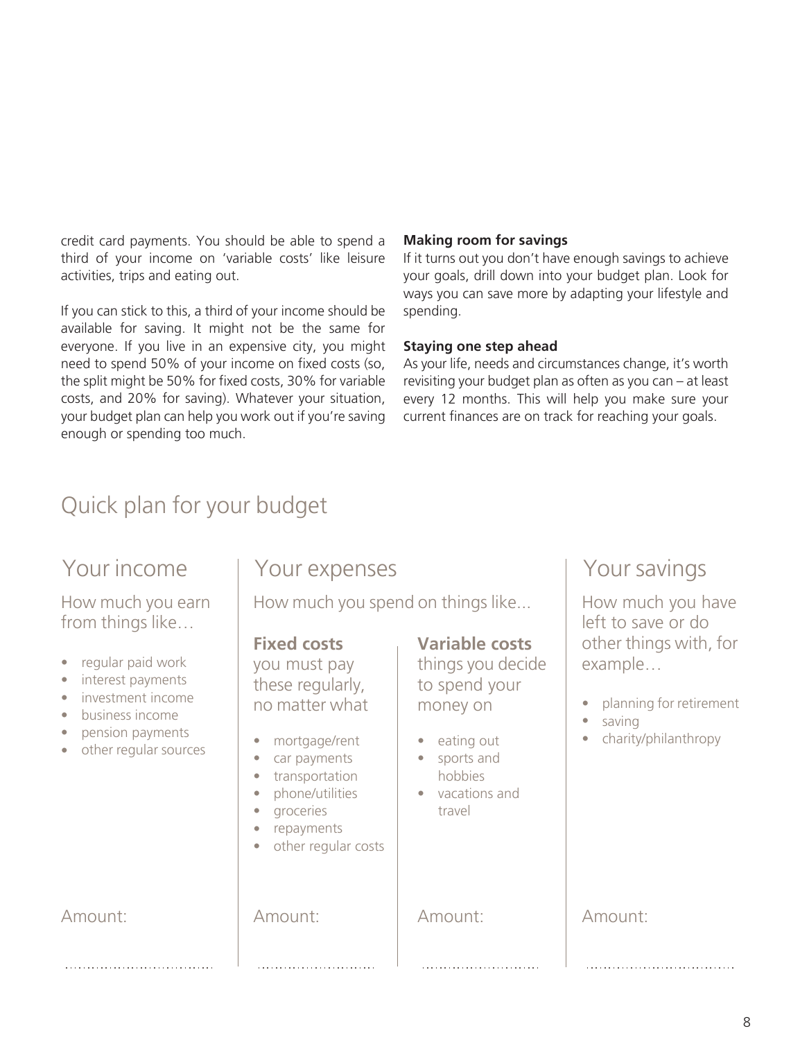credit card payments. You should be able to spend a third of your income on 'variable costs' like leisure activities, trips and eating out.

If you can stick to this, a third of your income should be available for saving. It might not be the same for everyone. If you live in an expensive city, you might need to spend 50% of your income on fixed costs (so, the split might be 50% for fixed costs, 30% for variable costs, and 20% for saving). Whatever your situation, your budget plan can help you work out if you're saving enough or spending too much.

**Making room for savings**

If it turns out you don't have enough savings to achieve your goals, drill down into your budget plan. Look for ways you can save more by adapting your lifestyle and spending.

**Staying one step ahead**

As your life, needs and circumstances change, it's worth revisiting your budget plan as often as you can – at least every 12 months. This will help you make sure your current finances are on track for reaching your goals.

## Quick plan for your budget

### Your income

How much you earn from things like…

- regular paid work
- interest payments
- investment income
- business income
- pension payments
- other regular sources

Amount:

............................

### Your expenses

How much you spend on things like...

**Fixed costs**
you must pay these regularly, no matter what

- mortgage/rent
- car payments
- transportation
- phone/utilities
- groceries
- repayments
- other regular costs

Amount:

............................

**Variable costs**
things you decide to spend your money on

- eating out
- sports and hobbies
- vacations and travel

Amount:

............................

### Your savings

How much you have left to save or do other things with, for example…

- planning for retirement
- saving
- charity/philanthropy

Amount:

............................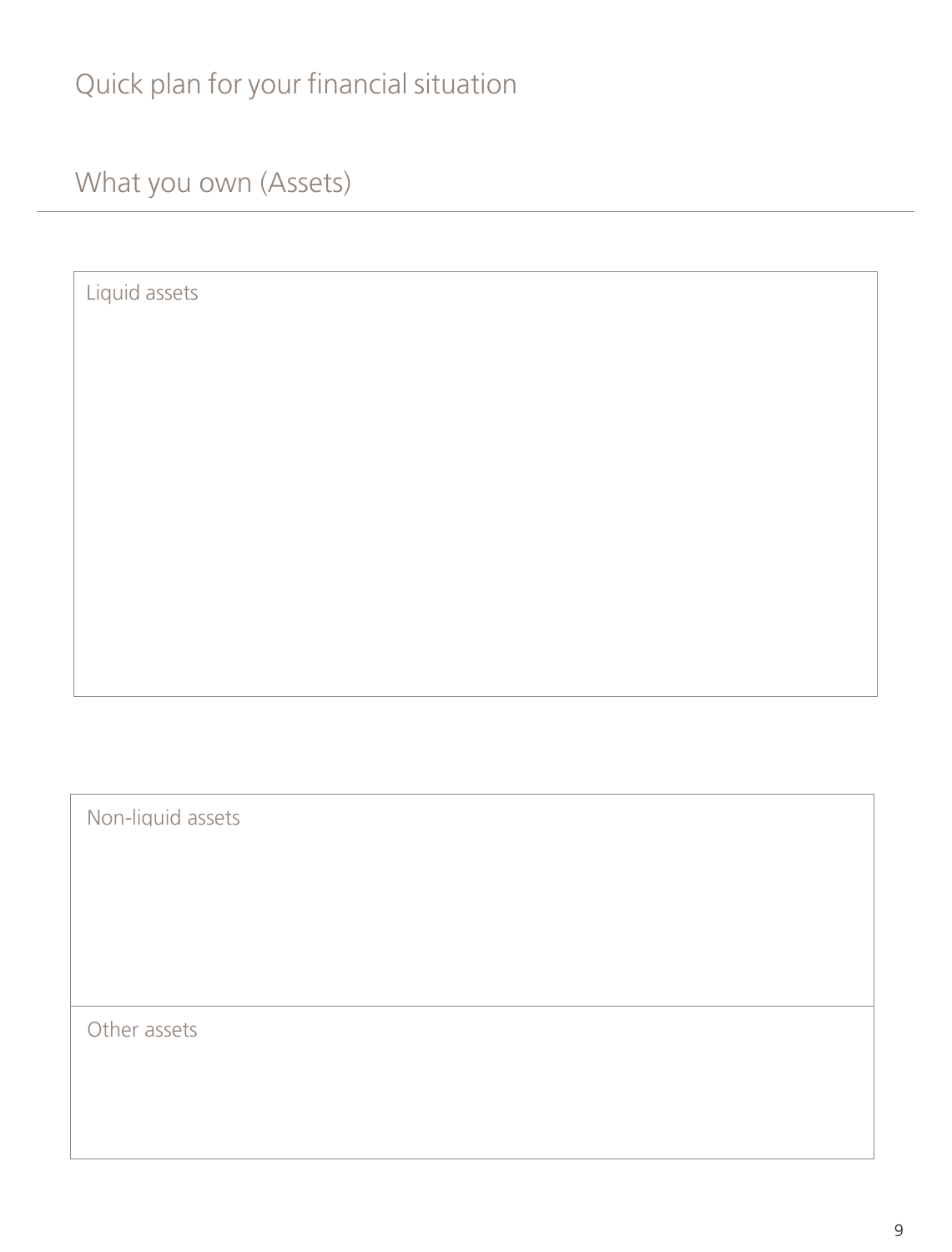# Quick plan for your financial situation

## What you own (Assets)

Liquid assets

Non-liquid assets

Other assets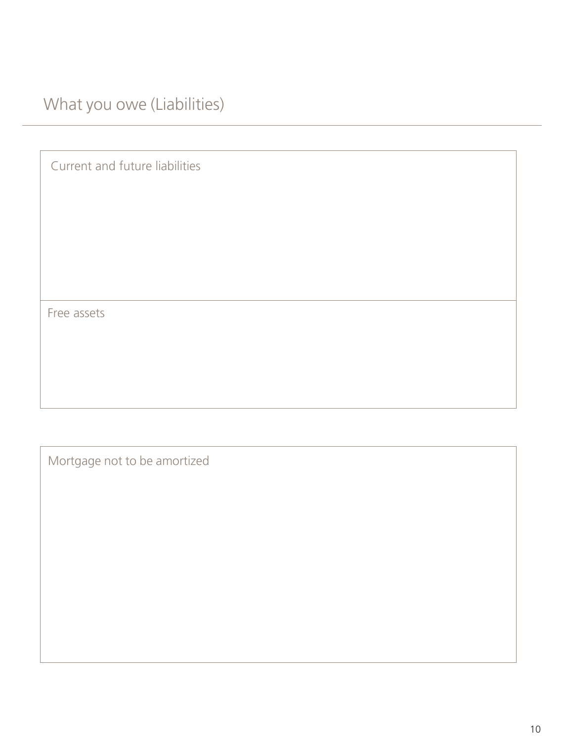# What you owe (Liabilities)

Current and future liabilities

Free assets

Mortgage not to be amortized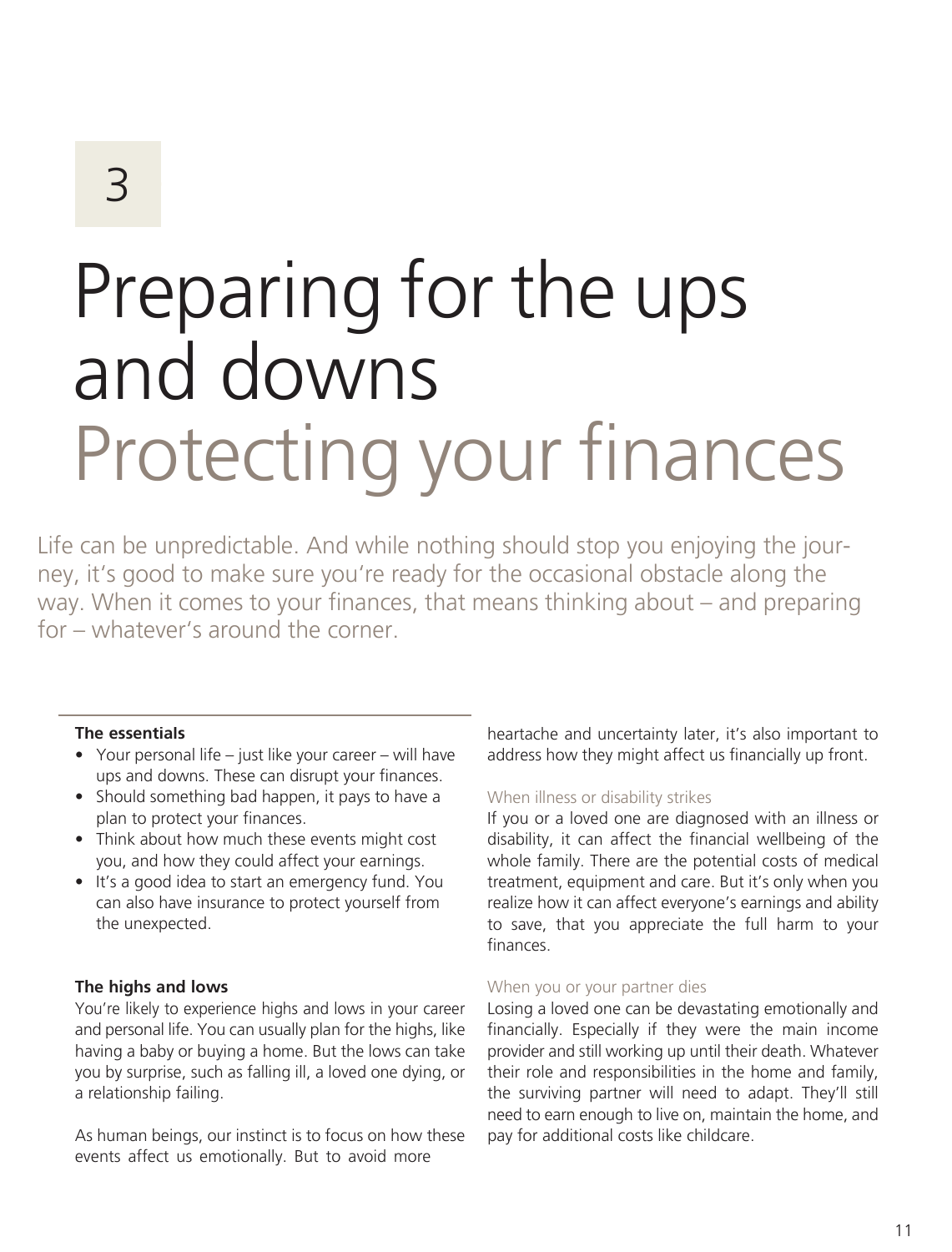3

# Preparing for the ups and downs

## Protecting your finances

Life can be unpredictable. And while nothing should stop you enjoying the journey, it's good to make sure you're ready for the occasional obstacle along the way. When it comes to your finances, that means thinking about – and preparing for – whatever's around the corner.

**The essentials**

- Your personal life – just like your career – will have ups and downs. These can disrupt your finances.
- Should something bad happen, it pays to have a plan to protect your finances.
- Think about how much these events might cost you, and how they could affect your earnings.
- It's a good idea to start an emergency fund. You can also have insurance to protect yourself from the unexpected.

**The highs and lows**

You're likely to experience highs and lows in your career and personal life. You can usually plan for the highs, like having a baby or buying a home. But the lows can take you by surprise, such as falling ill, a loved one dying, or a relationship failing.

As human beings, our instinct is to focus on how these events affect us emotionally. But to avoid more heartache and uncertainty later, it's also important to address how they might affect us financially up front.

### When illness or disability strikes

If you or a loved one are diagnosed with an illness or disability, it can affect the financial wellbeing of the whole family. There are the potential costs of medical treatment, equipment and care. But it's only when you realize how it can affect everyone's earnings and ability to save, that you appreciate the full harm to your finances.

### When you or your partner dies

Losing a loved one can be devastating emotionally and financially. Especially if they were the main income provider and still working up until their death. Whatever their role and responsibilities in the home and family, the surviving partner will need to adapt. They'll still need to earn enough to live on, maintain the home, and pay for additional costs like childcare.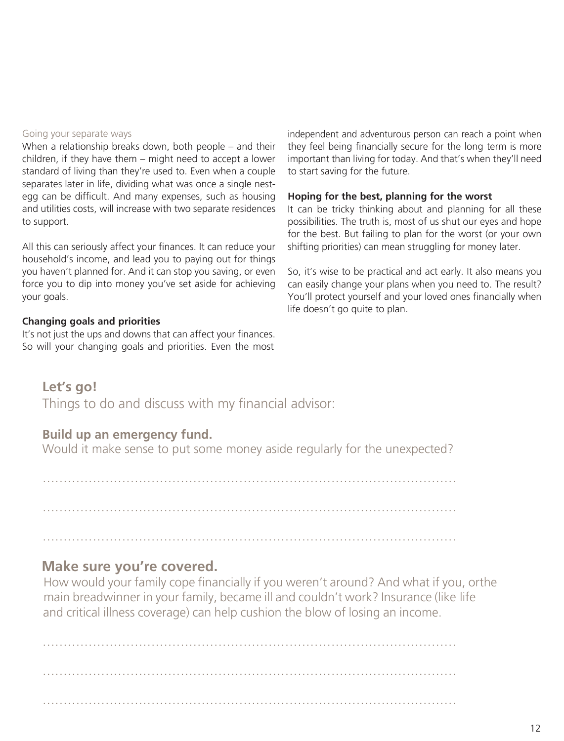### Going your separate ways

When a relationship breaks down, both people – and their children, if they have them – might need to accept a lower standard of living than they're used to. Even when a couple separates later in life, dividing what was once a single nest-egg can be difficult. And many expenses, such as housing and utilities costs, will increase with two separate residences to support.

All this can seriously affect your finances. It can reduce your household's income, and lead you to paying out for things you haven't planned for. And it can stop you saving, or even force you to dip into money you've set aside for achieving your goals.

**Changing goals and priorities**

It's not just the ups and downs that can affect your finances. So will your changing goals and priorities. Even the most independent and adventurous person can reach a point when they feel being financially secure for the long term is more important than living for today. And that's when they'll need to start saving for the future.

**Hoping for the best, planning for the worst**

It can be tricky thinking about and planning for all these possibilities. The truth is, most of us shut our eyes and hope for the best. But failing to plan for the worst (or your own shifting priorities) can mean struggling for money later.

So, it's wise to be practical and act early. It also means you can easily change your plans when you need to. The result? You'll protect yourself and your loved ones financially when life doesn't go quite to plan.

## Let's go!

Things to do and discuss with my financial advisor:

### Build up an emergency fund.

Would it make sense to put some money aside regularly for the unexpected?

...........................................................................................

...........................................................................................

...........................................................................................

### Make sure you're covered.

How would your family cope financially if you weren't around? And what if you, orthe main breadwinner in your family, became ill and couldn't work? Insurance (like life and critical illness coverage) can help cushion the blow of losing an income.

...........................................................................................

...........................................................................................

...........................................................................................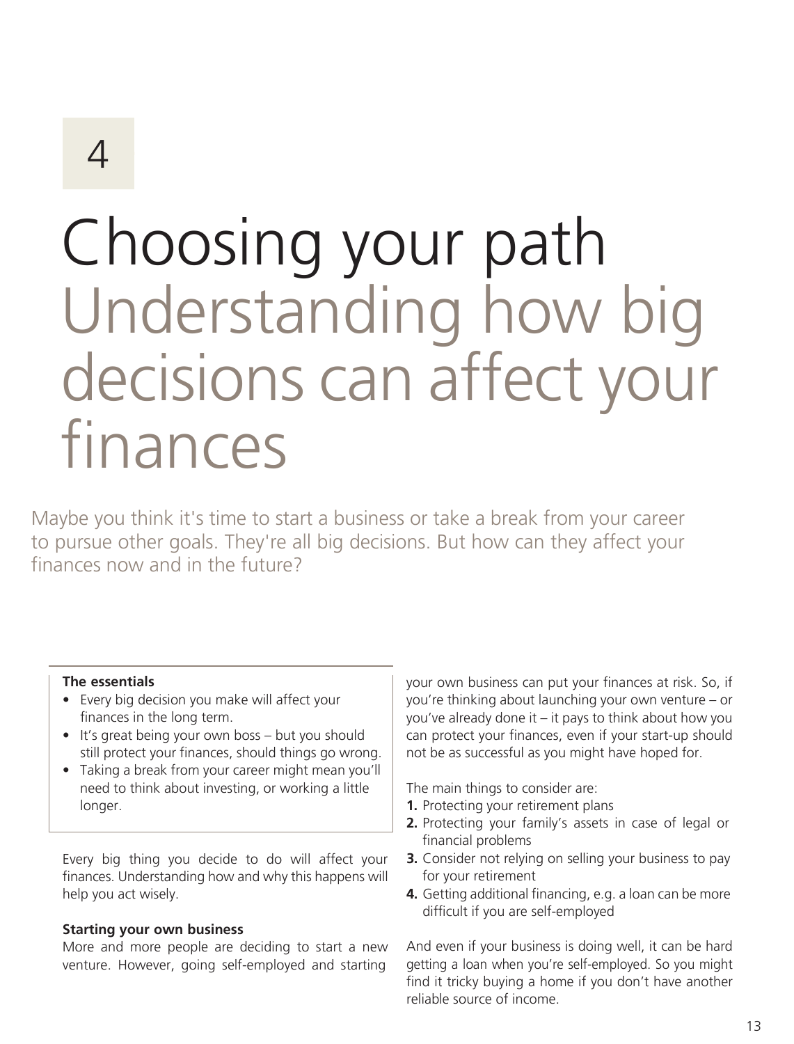4

# Choosing your path

## Understanding how big decisions can affect your finances

Maybe you think it's time to start a business or take a break from your career to pursue other goals. They're all big decisions. But how can they affect your finances now and in the future?

**The essentials**

- Every big decision you make will affect your finances in the long term.
- It's great being your own boss – but you should still protect your finances, should things go wrong.
- Taking a break from your career might mean you'll need to think about investing, or working a little longer.

Every big thing you decide to do will affect your finances. Understanding how and why this happens will help you act wisely.

### Starting your own business

More and more people are deciding to start a new venture. However, going self-employed and starting your own business can put your finances at risk. So, if you're thinking about launching your own venture – or you've already done it – it pays to think about how you can protect your finances, even if your start-up should not be as successful as you might have hoped for.

The main things to consider are:

1. Protecting your retirement plans
2. Protecting your family's assets in case of legal or financial problems
3. Consider not relying on selling your business to pay for your retirement
4. Getting additional financing, e.g. a loan can be more difficult if you are self-employed

And even if your business is doing well, it can be hard getting a loan when you're self-employed. So you might find it tricky buying a home if you don't have another reliable source of income.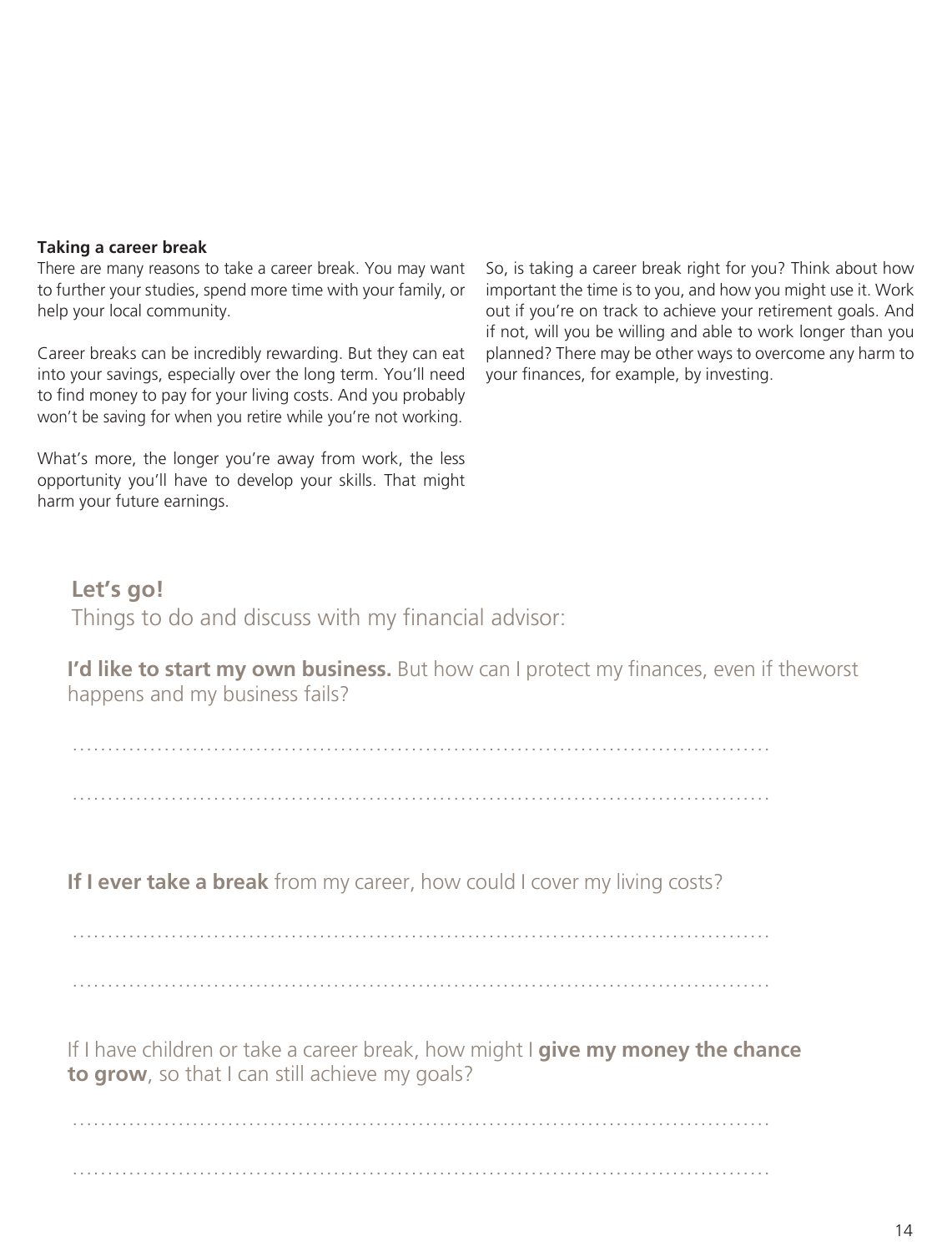### Taking a career break

There are many reasons to take a career break. You may want to further your studies, spend more time with your family, or help your local community.

Career breaks can be incredibly rewarding. But they can eat into your savings, especially over the long term. You'll need to find money to pay for your living costs. And you probably won't be saving for when you retire while you're not working.

What's more, the longer you're away from work, the less opportunity you'll have to develop your skills. That might harm your future earnings.

So, is taking a career break right for you? Think about how important the time is to you, and how you might use it. Work out if you're on track to achieve your retirement goals. And if not, will you be willing and able to work longer than you planned? There may be other ways to overcome any harm to your finances, for example, by investing.

## Let's go!

Things to do and discuss with my financial advisor:

**I'd like to start my own business.** But how can I protect my finances, even if theworst happens and my business fails?

..............................................................................................

..............................................................................................

**If I ever take a break** from my career, how could I cover my living costs?

..............................................................................................

..............................................................................................

If I have children or take a career break, how might I **give my money the chance to grow**, so that I can still achieve my goals?

..............................................................................................

..............................................................................................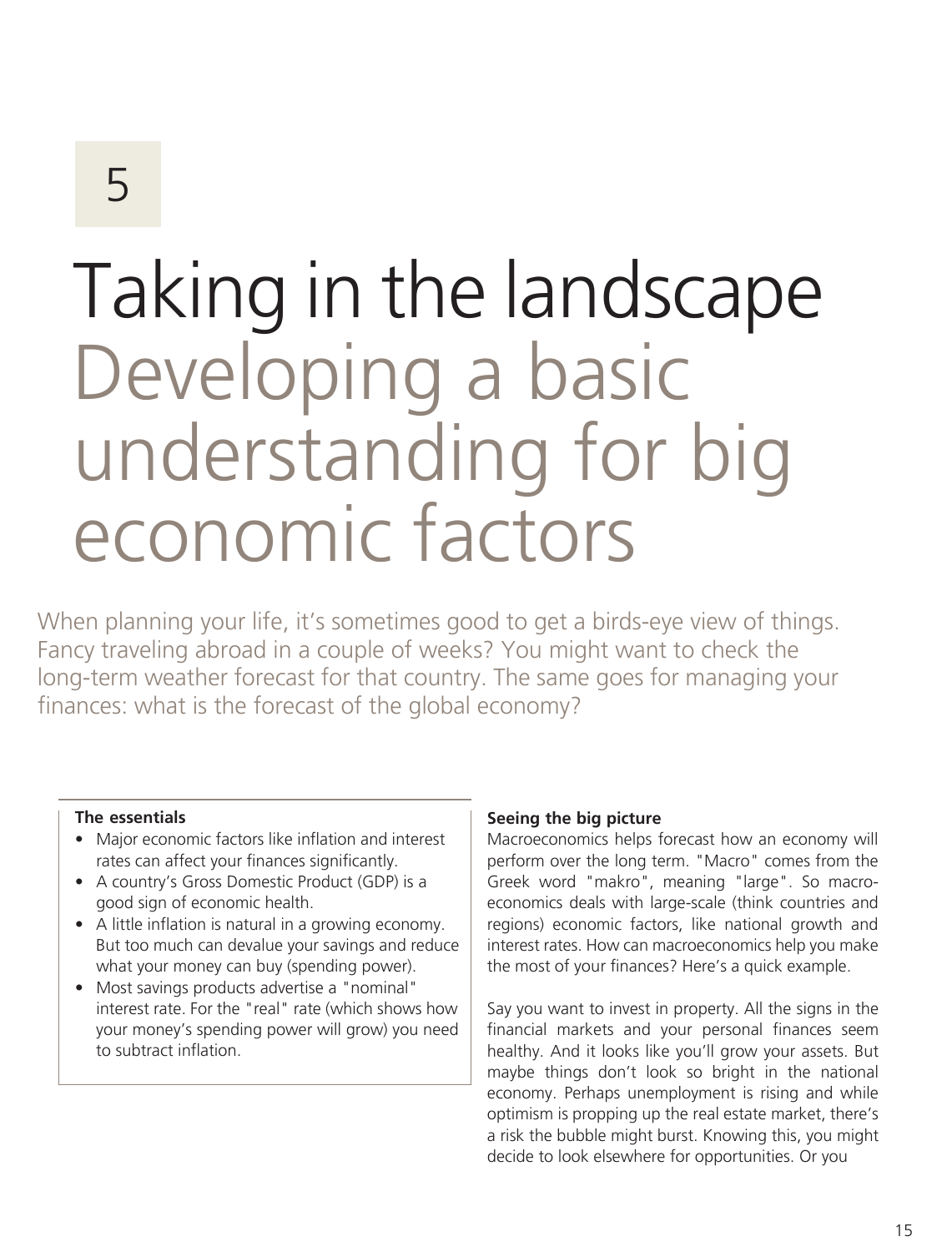5

# Taking in the landscape
## Developing a basic understanding for big economic factors

When planning your life, it's sometimes good to get a birds-eye view of things. Fancy traveling abroad in a couple of weeks? You might want to check the long-term weather forecast for that country. The same goes for managing your finances: what is the forecast of the global economy?

**The essentials**

- Major economic factors like inflation and interest rates can affect your finances significantly.
- A country's Gross Domestic Product (GDP) is a good sign of economic health.
- A little inflation is natural in a growing economy. But too much can devalue your savings and reduce what your money can buy (spending power).
- Most savings products advertise a "nominal" interest rate. For the "real" rate (which shows how your money's spending power will grow) you need to subtract inflation.

**Seeing the big picture**

Macroeconomics helps forecast how an economy will perform over the long term. "Macro" comes from the Greek word "makro", meaning "large". So macroeconomics deals with large-scale (think countries and regions) economic factors, like national growth and interest rates. How can macroeconomics help you make the most of your finances? Here's a quick example.

Say you want to invest in property. All the signs in the financial markets and your personal finances seem healthy. And it looks like you'll grow your assets. But maybe things don't look so bright in the national economy. Perhaps unemployment is rising and while optimism is propping up the real estate market, there's a risk the bubble might burst. Knowing this, you might decide to look elsewhere for opportunities. Or you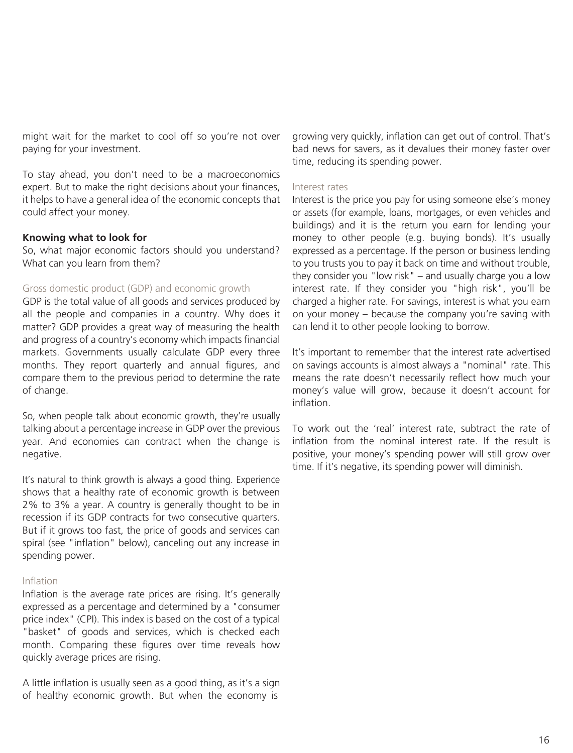might wait for the market to cool off so you're not over paying for your investment.

To stay ahead, you don't need to be a macroeconomics expert. But to make the right decisions about your finances, it helps to have a general idea of the economic concepts that could affect your money.

**Knowing what to look for**

So, what major economic factors should you understand? What can you learn from them?

### Gross domestic product (GDP) and economic growth

GDP is the total value of all goods and services produced by all the people and companies in a country. Why does it matter? GDP provides a great way of measuring the health and progress of a country's economy which impacts financial markets. Governments usually calculate GDP every three months. They report quarterly and annual figures, and compare them to the previous period to determine the rate of change.

So, when people talk about economic growth, they're usually talking about a percentage increase in GDP over the previous year. And economies can contract when the change is negative.

It's natural to think growth is always a good thing. Experience shows that a healthy rate of economic growth is between 2% to 3% a year. A country is generally thought to be in recession if its GDP contracts for two consecutive quarters. But if it grows too fast, the price of goods and services can spiral (see "inflation" below), canceling out any increase in spending power.

### Inflation

Inflation is the average rate prices are rising. It's generally expressed as a percentage and determined by a "consumer price index" (CPI). This index is based on the cost of a typical "basket" of goods and services, which is checked each month. Comparing these figures over time reveals how quickly average prices are rising.

A little inflation is usually seen as a good thing, as it's a sign of healthy economic growth. But when the economy is growing very quickly, inflation can get out of control. That's bad news for savers, as it devalues their money faster over time, reducing its spending power.

### Interest rates

Interest is the price you pay for using someone else's money or assets (for example, loans, mortgages, or even vehicles and buildings) and it is the return you earn for lending your money to other people (e.g. buying bonds). It's usually expressed as a percentage. If the person or business lending to you trusts you to pay it back on time and without trouble, they consider you "low risk" – and usually charge you a low interest rate. If they consider you "high risk", you'll be charged a higher rate. For savings, interest is what you earn on your money – because the company you're saving with can lend it to other people looking to borrow.

It's important to remember that the interest rate advertised on savings accounts is almost always a "nominal" rate. This means the rate doesn't necessarily reflect how much your money's value will grow, because it doesn't account for inflation.

To work out the 'real' interest rate, subtract the rate of inflation from the nominal interest rate. If the result is positive, your money's spending power will still grow over time. If it's negative, its spending power will diminish.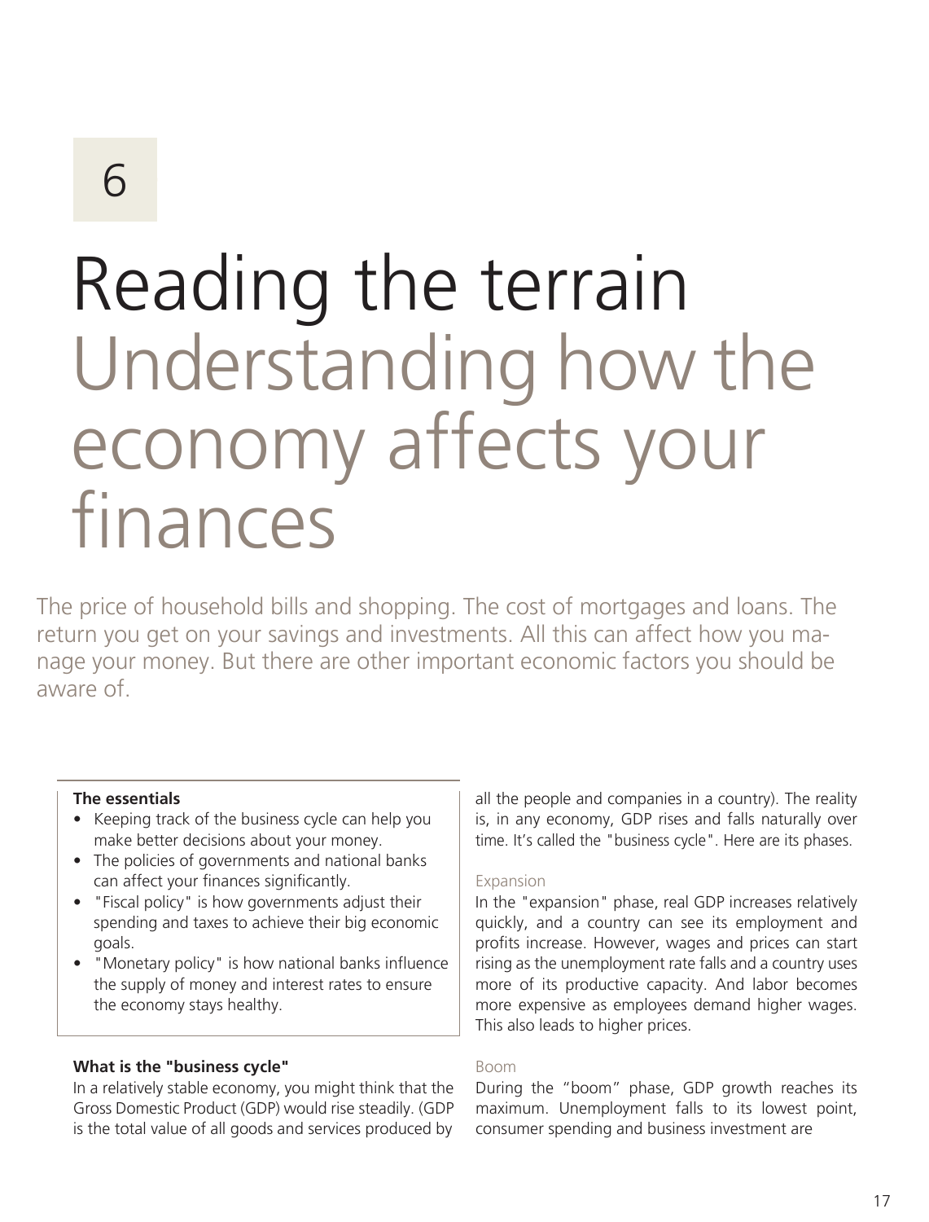6

# Reading the terrain Understanding how the economy affects your finances

The price of household bills and shopping. The cost of mortgages and loans. The return you get on your savings and investments. All this can affect how you manage your money. But there are other important economic factors you should be aware of.

**The essentials**

- Keeping track of the business cycle can help you make better decisions about your money.
- The policies of governments and national banks can affect your finances significantly.
- "Fiscal policy" is how governments adjust their spending and taxes to achieve their big economic goals.
- "Monetary policy" is how national banks influence the supply of money and interest rates to ensure the economy stays healthy.

### What is the "business cycle"

In a relatively stable economy, you might think that the Gross Domestic Product (GDP) would rise steadily. (GDP is the total value of all goods and services produced by all the people and companies in a country). The reality is, in any economy, GDP rises and falls naturally over time. It's called the "business cycle". Here are its phases.

#### Expansion

In the "expansion" phase, real GDP increases relatively quickly, and a country can see its employment and profits increase. However, wages and prices can start rising as the unemployment rate falls and a country uses more of its productive capacity. And labor becomes more expensive as employees demand higher wages. This also leads to higher prices.

#### Boom

During the "boom" phase, GDP growth reaches its maximum. Unemployment falls to its lowest point, consumer spending and business investment are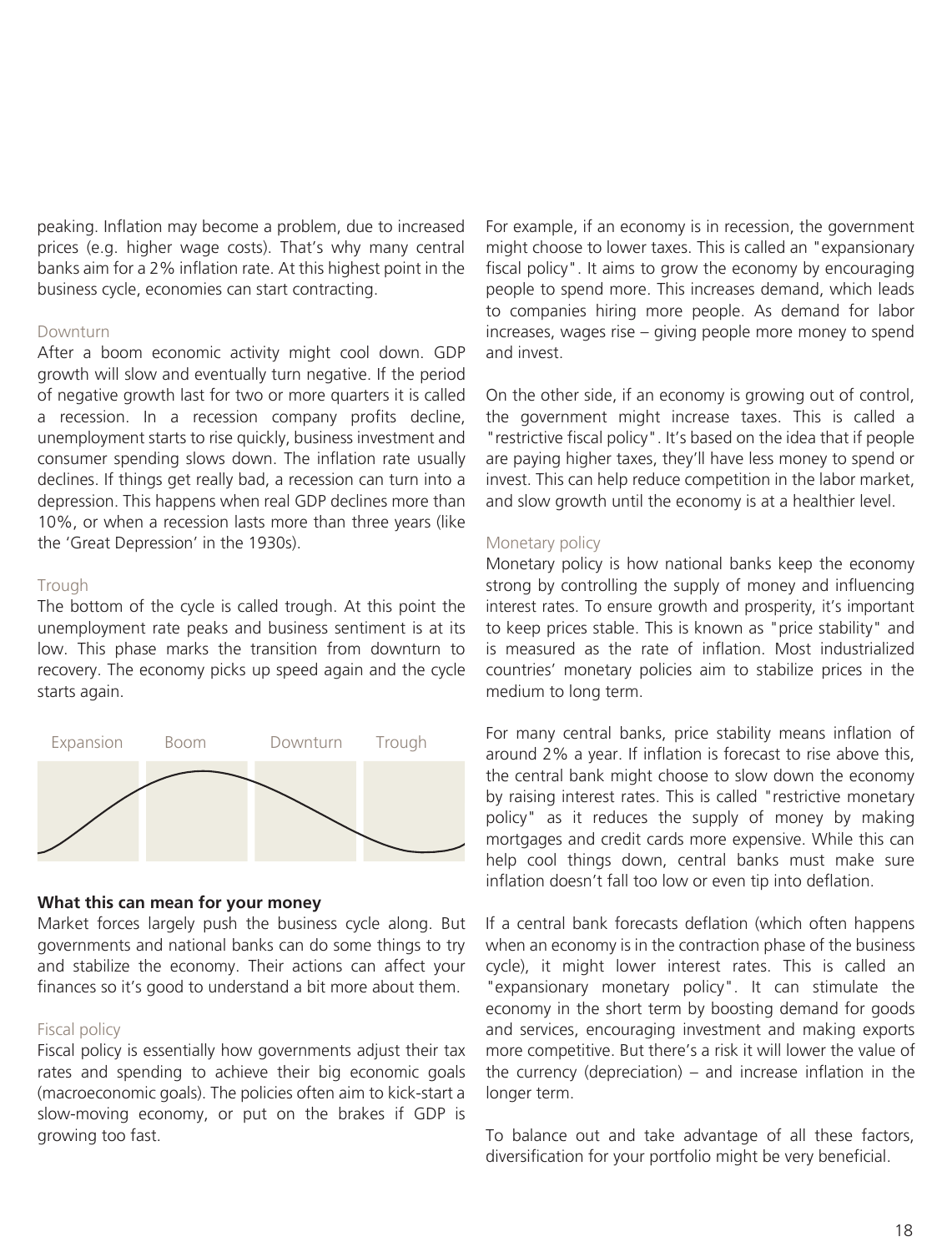peaking. Inflation may become a problem, due to increased prices (e.g. higher wage costs). That's why many central banks aim for a 2% inflation rate. At this highest point in the business cycle, economies can start contracting.

### Downturn

After a boom economic activity might cool down. GDP growth will slow and eventually turn negative. If the period of negative growth last for two or more quarters it is called a recession. In a recession company profits decline, unemployment starts to rise quickly, business investment and consumer spending slows down. The inflation rate usually declines. If things get really bad, a recession can turn into a depression. This happens when real GDP declines more than 10%, or when a recession lasts more than three years (like the 'Great Depression' in the 1930s).

### Trough

The bottom of the cycle is called trough. At this point the unemployment rate peaks and business sentiment is at its low. This phase marks the transition from downturn to recovery. The economy picks up speed again and the cycle starts again.

Expansion | Boom | Downturn | Trough

**What this can mean for your money**

Market forces largely push the business cycle along. But governments and national banks can do some things to try and stabilize the economy. Their actions can affect your finances so it's good to understand a bit more about them.

### Fiscal policy

Fiscal policy is essentially how governments adjust their tax rates and spending to achieve their big economic goals (macroeconomic goals). The policies often aim to kick-start a slow-moving economy, or put on the brakes if GDP is growing too fast.

For example, if an economy is in recession, the government might choose to lower taxes. This is called an "expansionary fiscal policy". It aims to grow the economy by encouraging people to spend more. This increases demand, which leads to companies hiring more people. As demand for labor increases, wages rise – giving people more money to spend and invest.

On the other side, if an economy is growing out of control, the government might increase taxes. This is called a "restrictive fiscal policy". It's based on the idea that if people are paying higher taxes, they'll have less money to spend or invest. This can help reduce competition in the labor market, and slow growth until the economy is at a healthier level.

### Monetary policy

Monetary policy is how national banks keep the economy strong by controlling the supply of money and influencing interest rates. To ensure growth and prosperity, it's important to keep prices stable. This is known as "price stability" and is measured as the rate of inflation. Most industrialized countries' monetary policies aim to stabilize prices in the medium to long term.

For many central banks, price stability means inflation of around 2% a year. If inflation is forecast to rise above this, the central bank might choose to slow down the economy by raising interest rates. This is called "restrictive monetary policy" as it reduces the supply of money by making mortgages and credit cards more expensive. While this can help cool things down, central banks must make sure inflation doesn't fall too low or even tip into deflation.

If a central bank forecasts deflation (which often happens when an economy is in the contraction phase of the business cycle), it might lower interest rates. This is called an "expansionary monetary policy". It can stimulate the economy in the short term by boosting demand for goods and services, encouraging investment and making exports more competitive. But there's a risk it will lower the value of the currency (depreciation) – and increase inflation in the longer term.

To balance out and take advantage of all these factors, diversification for your portfolio might be very beneficial.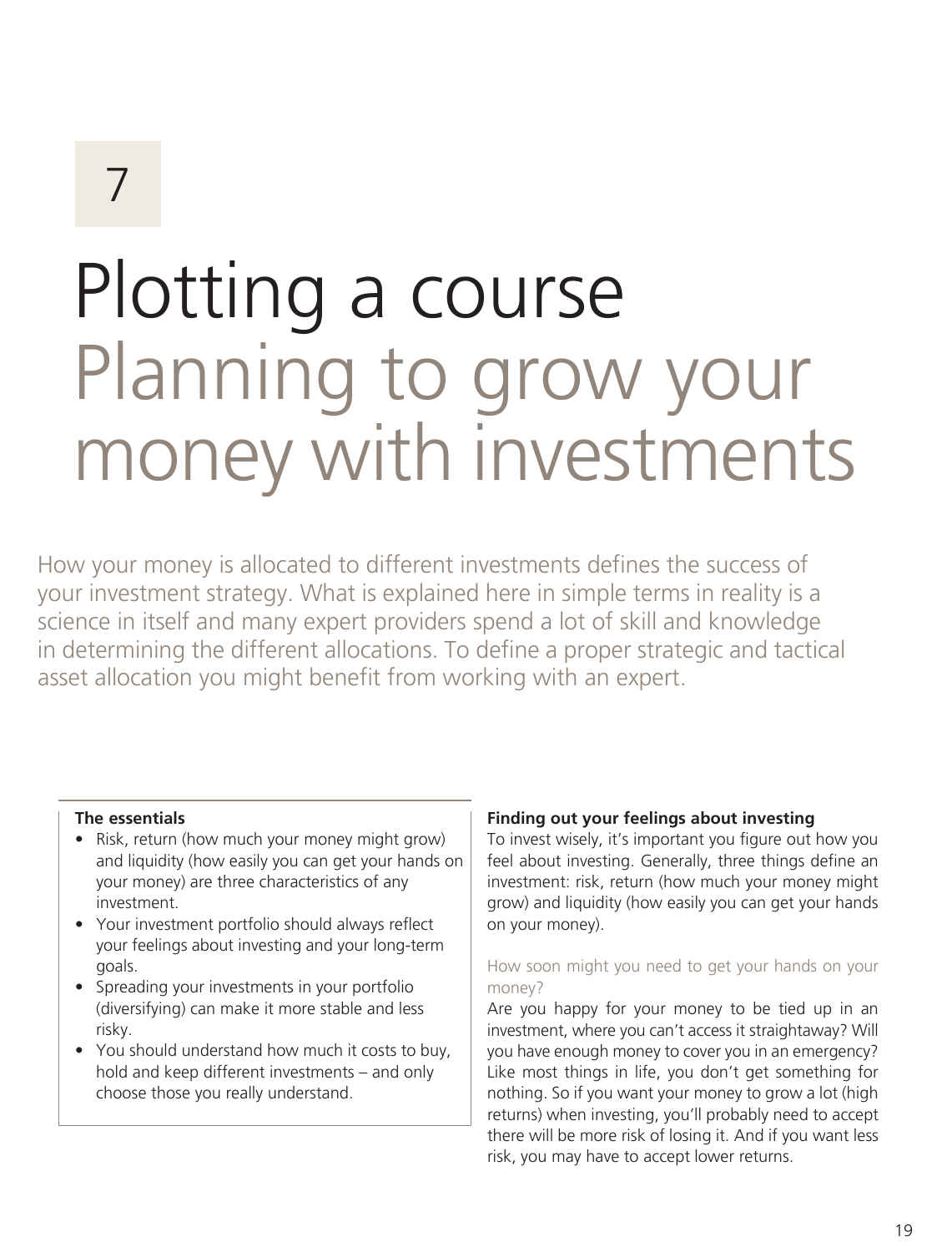7

# Plotting a course

## Planning to grow your money with investments

How your money is allocated to different investments defines the success of your investment strategy. What is explained here in simple terms in reality is a science in itself and many expert providers spend a lot of skill and knowledge in determining the different allocations. To define a proper strategic and tactical asset allocation you might benefit from working with an expert.

**The essentials**

- Risk, return (how much your money might grow) and liquidity (how easily you can get your hands on your money) are three characteristics of any investment.
- Your investment portfolio should always reflect your feelings about investing and your long-term goals.
- Spreading your investments in your portfolio (diversifying) can make it more stable and less risky.
- You should understand how much it costs to buy, hold and keep different investments – and only choose those you really understand.

### Finding out your feelings about investing

To invest wisely, it's important you figure out how you feel about investing. Generally, three things define an investment: risk, return (how much your money might grow) and liquidity (how easily you can get your hands on your money).

#### How soon might you need to get your hands on your money?

Are you happy for your money to be tied up in an investment, where you can't access it straightaway? Will you have enough money to cover you in an emergency? Like most things in life, you don't get something for nothing. So if you want your money to grow a lot (high returns) when investing, you'll probably need to accept there will be more risk of losing it. And if you want less risk, you may have to accept lower returns.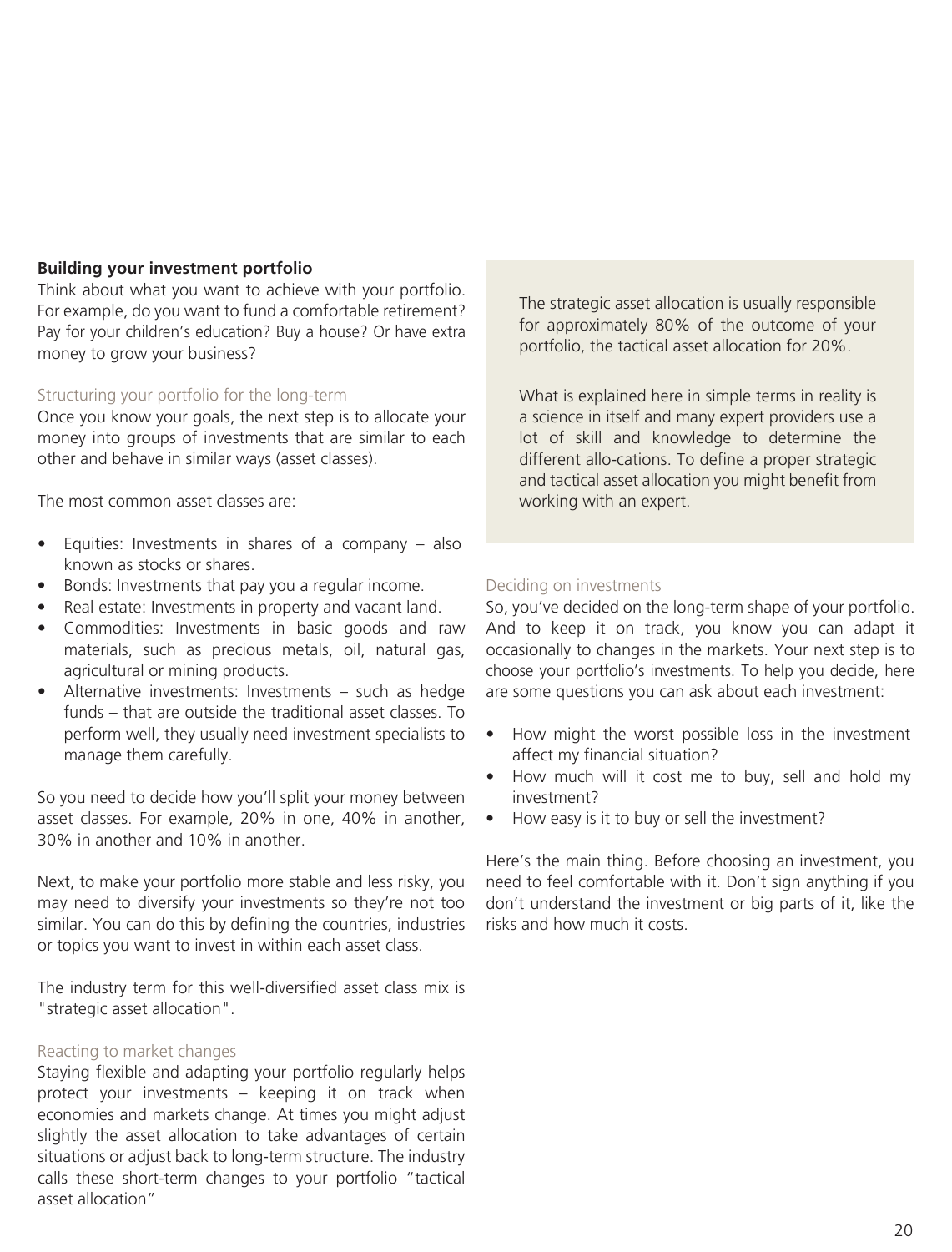**Building your investment portfolio**

Think about what you want to achieve with your portfolio. For example, do you want to fund a comfortable retirement? Pay for your children's education? Buy a house? Or have extra money to grow your business?

### Structuring your portfolio for the long-term

Once you know your goals, the next step is to allocate your money into groups of investments that are similar to each other and behave in similar ways (asset classes).

The most common asset classes are:

- Equities: Investments in shares of a company – also known as stocks or shares.
- Bonds: Investments that pay you a regular income.
- Real estate: Investments in property and vacant land.
- Commodities: Investments in basic goods and raw materials, such as precious metals, oil, natural gas, agricultural or mining products.
- Alternative investments: Investments – such as hedge funds – that are outside the traditional asset classes. To perform well, they usually need investment specialists to manage them carefully.

So you need to decide how you'll split your money between asset classes. For example, 20% in one, 40% in another, 30% in another and 10% in another.

Next, to make your portfolio more stable and less risky, you may need to diversify your investments so they're not too similar. You can do this by defining the countries, industries or topics you want to invest in within each asset class.

The industry term for this well-diversified asset class mix is "strategic asset allocation".

### Reacting to market changes

Staying flexible and adapting your portfolio regularly helps protect your investments – keeping it on track when economies and markets change. At times you might adjust slightly the asset allocation to take advantages of certain situations or adjust back to long-term structure. The industry calls these short-term changes to your portfolio "tactical asset allocation"

> The strategic asset allocation is usually responsible for approximately 80% of the outcome of your portfolio, the tactical asset allocation for 20%.
>
> What is explained here in simple terms in reality is a science in itself and many expert providers use a lot of skill and knowledge to determine the different allo-cations. To define a proper strategic and tactical asset allocation you might benefit from working with an expert.

### Deciding on investments

So, you've decided on the long-term shape of your portfolio. And to keep it on track, you know you can adapt it occasionally to changes in the markets. Your next step is to choose your portfolio's investments. To help you decide, here are some questions you can ask about each investment:

- How might the worst possible loss in the investment affect my financial situation?
- How much will it cost me to buy, sell and hold my investment?
- How easy is it to buy or sell the investment?

Here's the main thing. Before choosing an investment, you need to feel comfortable with it. Don't sign anything if you don't understand the investment or big parts of it, like the risks and how much it costs.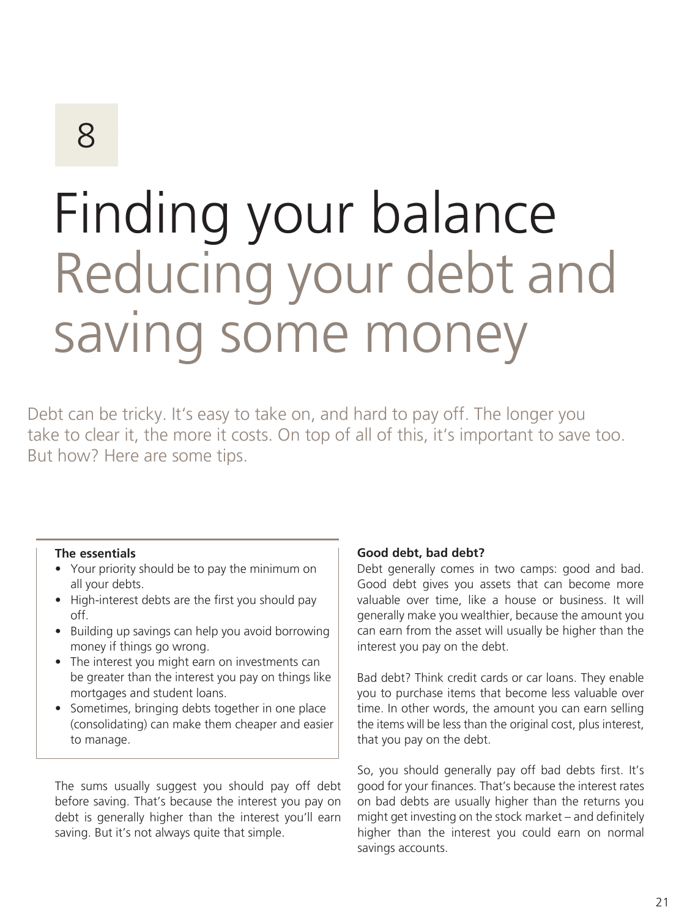8

# Finding your balance
## Reducing your debt and saving some money

Debt can be tricky. It's easy to take on, and hard to pay off. The longer you take to clear it, the more it costs. On top of all of this, it's important to save too. But how? Here are some tips.

**The essentials**

- Your priority should be to pay the minimum on all your debts.
- High-interest debts are the first you should pay off.
- Building up savings can help you avoid borrowing money if things go wrong.
- The interest you might earn on investments can be greater than the interest you pay on things like mortgages and student loans.
- Sometimes, bringing debts together in one place (consolidating) can make them cheaper and easier to manage.

The sums usually suggest you should pay off debt before saving. That's because the interest you pay on debt is generally higher than the interest you'll earn saving. But it's not always quite that simple.

**Good debt, bad debt?**

Debt generally comes in two camps: good and bad. Good debt gives you assets that can become more valuable over time, like a house or business. It will generally make you wealthier, because the amount you can earn from the asset will usually be higher than the interest you pay on the debt.

Bad debt? Think credit cards or car loans. They enable you to purchase items that become less valuable over time. In other words, the amount you can earn selling the items will be less than the original cost, plus interest, that you pay on the debt.

So, you should generally pay off bad debts first. It's good for your finances. That's because the interest rates on bad debts are usually higher than the returns you might get investing on the stock market – and definitely higher than the interest you could earn on normal savings accounts.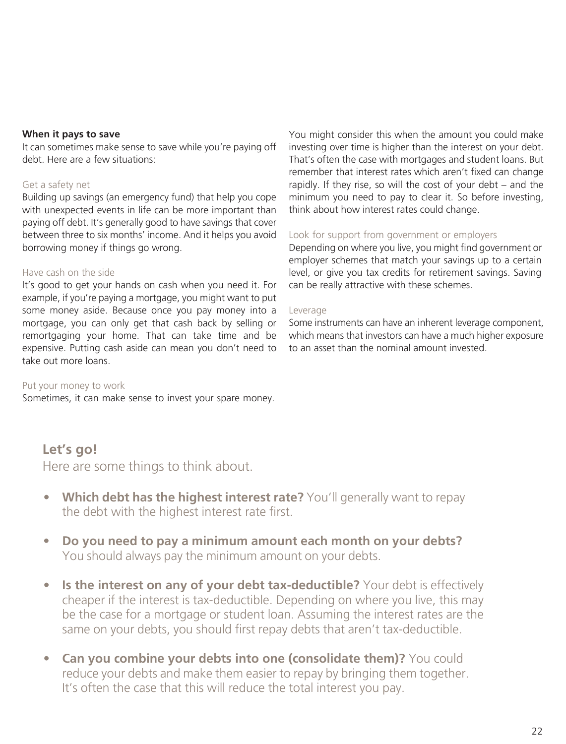**When it pays to save**

It can sometimes make sense to save while you're paying off debt. Here are a few situations:

### Get a safety net

Building up savings (an emergency fund) that help you cope with unexpected events in life can be more important than paying off debt. It's generally good to have savings that cover between three to six months' income. And it helps you avoid borrowing money if things go wrong.

### Have cash on the side

It's good to get your hands on cash when you need it. For example, if you're paying a mortgage, you might want to put some money aside. Because once you pay money into a mortgage, you can only get that cash back by selling or remortgaging your home. That can take time and be expensive. Putting cash aside can mean you don't need to take out more loans.

### Put your money to work

Sometimes, it can make sense to invest your spare money. You might consider this when the amount you could make investing over time is higher than the interest on your debt. That's often the case with mortgages and student loans. But remember that interest rates which aren't fixed can change rapidly. If they rise, so will the cost of your debt – and the minimum you need to pay to clear it. So before investing, think about how interest rates could change.

### Look for support from government or employers

Depending on where you live, you might find government or employer schemes that match your savings up to a certain level, or give you tax credits for retirement savings. Saving can be really attractive with these schemes.

### Leverage

Some instruments can have an inherent leverage component, which means that investors can have a much higher exposure to an asset than the nominal amount invested.

## Let's go!

Here are some things to think about.

- **Which debt has the highest interest rate?** You'll generally want to repay the debt with the highest interest rate first.
- **Do you need to pay a minimum amount each month on your debts?** You should always pay the minimum amount on your debts.
- **Is the interest on any of your debt tax-deductible?** Your debt is effectively cheaper if the interest is tax-deductible. Depending on where you live, this may be the case for a mortgage or student loan. Assuming the interest rates are the same on your debts, you should first repay debts that aren't tax-deductible.
- **Can you combine your debts into one (consolidate them)?** You could reduce your debts and make them easier to repay by bringing them together. It's often the case that this will reduce the total interest you pay.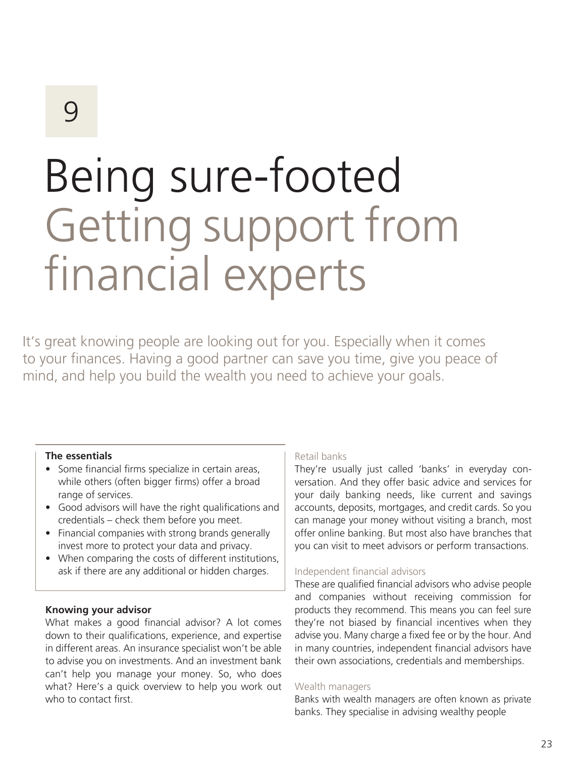9

# Being sure-footed
## Getting support from financial experts

It's great knowing people are looking out for you. Especially when it comes to your finances. Having a good partner can save you time, give you peace of mind, and help you build the wealth you need to achieve your goals.

**The essentials**

- Some financial firms specialize in certain areas, while others (often bigger firms) offer a broad range of services.
- Good advisors will have the right qualifications and credentials – check them before you meet.
- Financial companies with strong brands generally invest more to protect your data and privacy.
- When comparing the costs of different institutions, ask if there are any additional or hidden charges.

### Knowing your advisor

What makes a good financial advisor? A lot comes down to their qualifications, experience, and expertise in different areas. An insurance specialist won't be able to advise you on investments. And an investment bank can't help you manage your money. So, who does what? Here's a quick overview to help you work out who to contact first.

#### Retail banks

They're usually just called 'banks' in everyday conversation. And they offer basic advice and services for your daily banking needs, like current and savings accounts, deposits, mortgages, and credit cards. So you can manage your money without visiting a branch, most offer online banking. But most also have branches that you can visit to meet advisors or perform transactions.

#### Independent financial advisors

These are qualified financial advisors who advise people and companies without receiving commission for products they recommend. This means you can feel sure they're not biased by financial incentives when they advise you. Many charge a fixed fee or by the hour. And in many countries, independent financial advisors have their own associations, credentials and memberships.

#### Wealth managers

Banks with wealth managers are often known as private banks. They specialise in advising wealthy people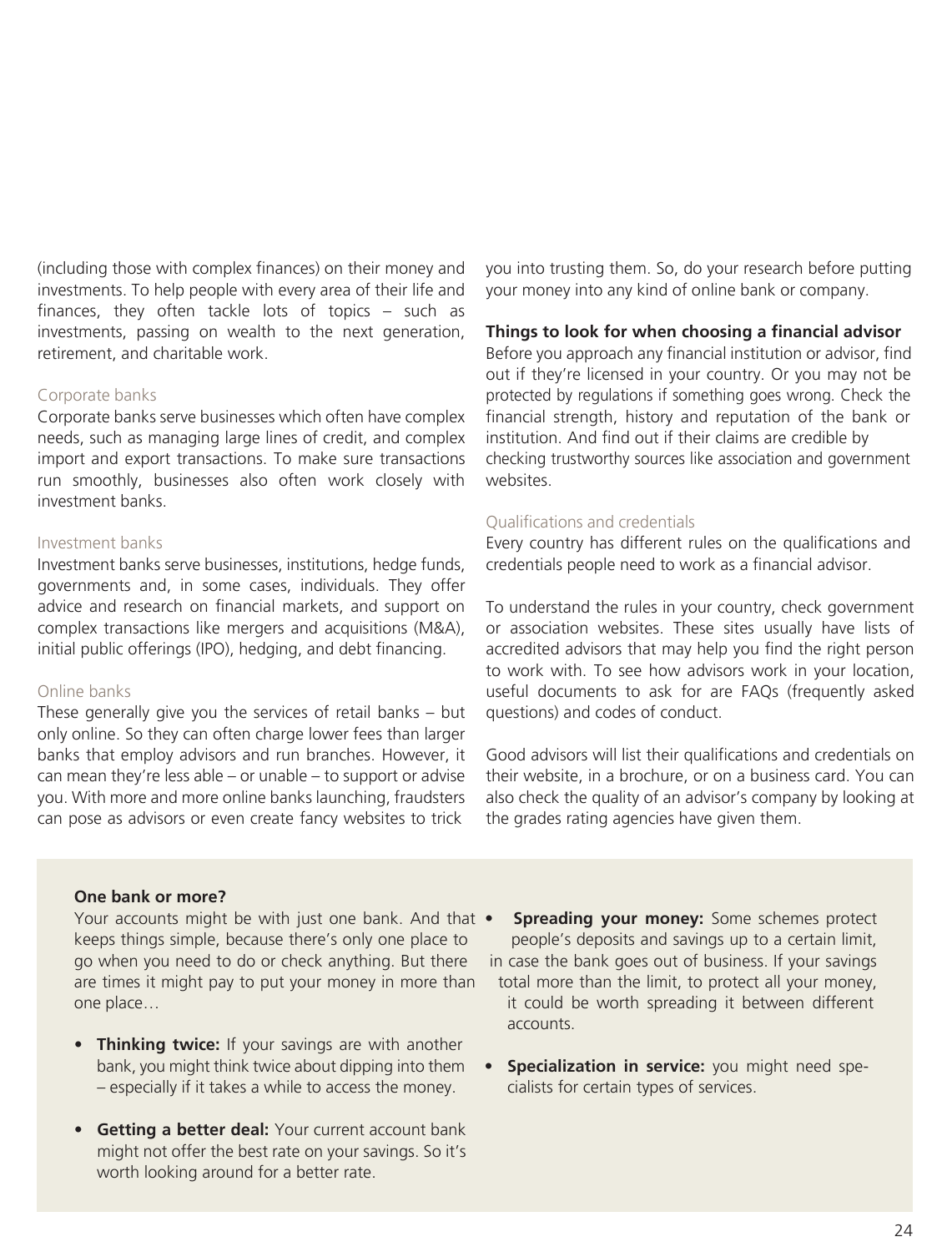(including those with complex finances) on their money and investments. To help people with every area of their life and finances, they often tackle lots of topics – such as investments, passing on wealth to the next generation, retirement, and charitable work.

### Corporate banks

Corporate banks serve businesses which often have complex needs, such as managing large lines of credit, and complex import and export transactions. To make sure transactions run smoothly, businesses also often work closely with investment banks.

### Investment banks

Investment banks serve businesses, institutions, hedge funds, governments and, in some cases, individuals. They offer advice and research on financial markets, and support on complex transactions like mergers and acquisitions (M&A), initial public offerings (IPO), hedging, and debt financing.

### Online banks

These generally give you the services of retail banks – but only online. So they can often charge lower fees than larger banks that employ advisors and run branches. However, it can mean they're less able – or unable – to support or advise you. With more and more online banks launching, fraudsters can pose as advisors or even create fancy websites to trick you into trusting them. So, do your research before putting your money into any kind of online bank or company.

## Things to look for when choosing a financial advisor

Before you approach any financial institution or advisor, find out if they're licensed in your country. Or you may not be protected by regulations if something goes wrong. Check the financial strength, history and reputation of the bank or institution. And find out if their claims are credible by checking trustworthy sources like association and government websites.

### Qualifications and credentials

Every country has different rules on the qualifications and credentials people need to work as a financial advisor.

To understand the rules in your country, check government or association websites. These sites usually have lists of accredited advisors that may help you find the right person to work with. To see how advisors work in your location, useful documents to ask for are FAQs (frequently asked questions) and codes of conduct.

Good advisors will list their qualifications and credentials on their website, in a brochure, or on a business card. You can also check the quality of an advisor's company by looking at the grades rating agencies have given them.

**One bank or more?**

Your accounts might be with just one bank. And that keeps things simple, because there's only one place to go when you need to do or check anything. But there are times it might pay to put your money in more than one place…

- **Thinking twice:** If your savings are with another bank, you might think twice about dipping into them – especially if it takes a while to access the money.
- **Getting a better deal:** Your current account bank might not offer the best rate on your savings. So it's worth looking around for a better rate.
- **Spreading your money:** Some schemes protect people's deposits and savings up to a certain limit, in case the bank goes out of business. If your savings total more than the limit, to protect all your money, it could be worth spreading it between different accounts.
- **Specialization in service:** you might need specialists for certain types of services.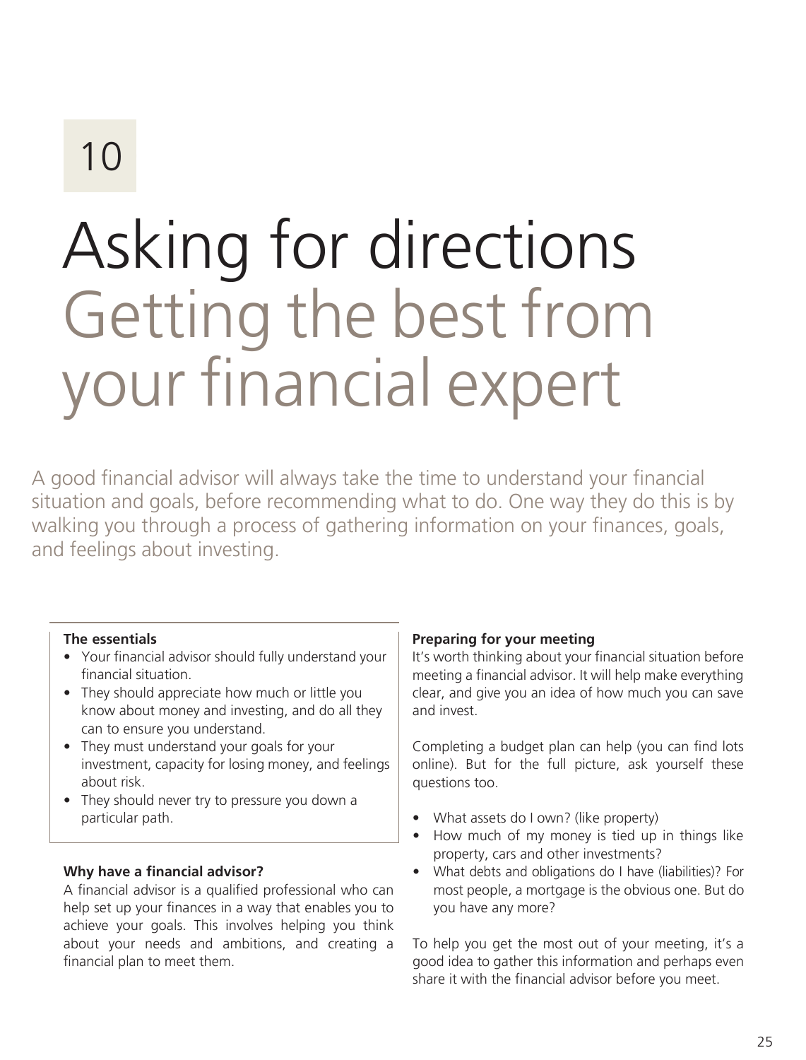10

# Asking for directions

## Getting the best from your financial expert

A good financial advisor will always take the time to understand your financial situation and goals, before recommending what to do. One way they do this is by walking you through a process of gathering information on your finances, goals, and feelings about investing.

**The essentials**

- Your financial advisor should fully understand your financial situation.
- They should appreciate how much or little you know about money and investing, and do all they can to ensure you understand.
- They must understand your goals for your investment, capacity for losing money, and feelings about risk.
- They should never try to pressure you down a particular path.

**Why have a financial advisor?**

A financial advisor is a qualified professional who can help set up your finances in a way that enables you to achieve your goals. This involves helping you think about your needs and ambitions, and creating a financial plan to meet them.

**Preparing for your meeting**

It's worth thinking about your financial situation before meeting a financial advisor. It will help make everything clear, and give you an idea of how much you can save and invest.

Completing a budget plan can help (you can find lots online). But for the full picture, ask yourself these questions too.

- What assets do I own? (like property)
- How much of my money is tied up in things like property, cars and other investments?
- What debts and obligations do I have (liabilities)? For most people, a mortgage is the obvious one. But do you have any more?

To help you get the most out of your meeting, it's a good idea to gather this information and perhaps even share it with the financial advisor before you meet.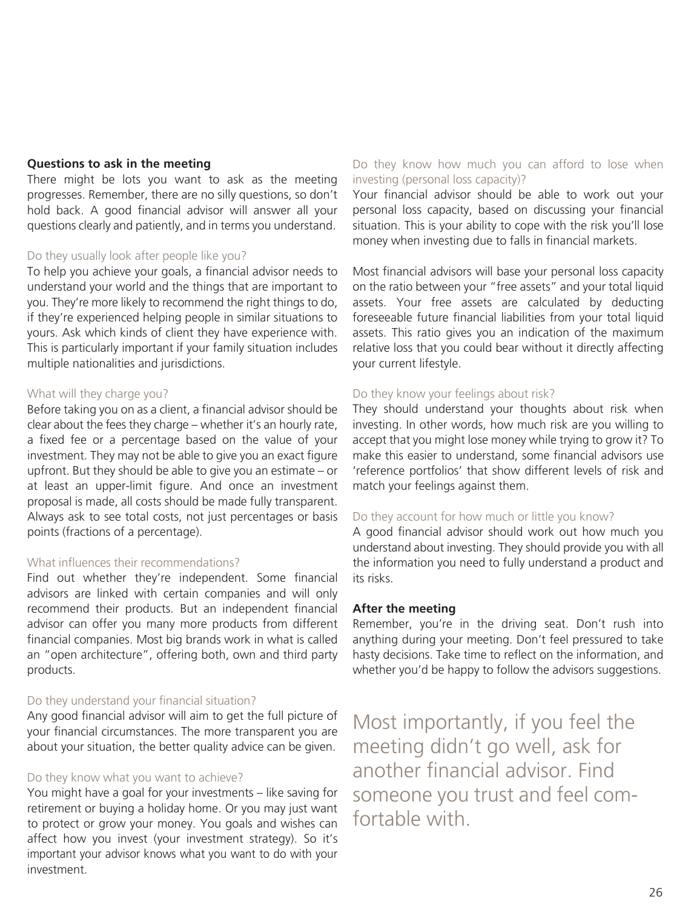**Questions to ask in the meeting**

There might be lots you want to ask as the meeting progresses. Remember, there are no silly questions, so don't hold back. A good financial advisor will answer all your questions clearly and patiently, and in terms you understand.

### Do they usually look after people like you?

To help you achieve your goals, a financial advisor needs to understand your world and the things that are important to you. They're more likely to recommend the right things to do, if they're experienced helping people in similar situations to yours. Ask which kinds of client they have experience with. This is particularly important if your family situation includes multiple nationalities and jurisdictions.

### What will they charge you?

Before taking you on as a client, a financial advisor should be clear about the fees they charge – whether it's an hourly rate, a fixed fee or a percentage based on the value of your investment. They may not be able to give you an exact figure upfront. But they should be able to give you an estimate – or at least an upper-limit figure. And once an investment proposal is made, all costs should be made fully transparent. Always ask to see total costs, not just percentages or basis points (fractions of a percentage).

### What influences their recommendations?

Find out whether they're independent. Some financial advisors are linked with certain companies and will only recommend their products. But an independent financial advisor can offer you many more products from different financial companies. Most big brands work in what is called an "open architecture", offering both, own and third party products.

### Do they understand your financial situation?

Any good financial advisor will aim to get the full picture of your financial circumstances. The more transparent you are about your situation, the better quality advice can be given.

### Do they know what you want to achieve?

You might have a goal for your investments – like saving for retirement or buying a holiday home. Or you may just want to protect or grow your money. You goals and wishes can affect how you invest (your investment strategy). So it's important your advisor knows what you want to do with your investment.

### Do they know how much you can afford to lose when investing (personal loss capacity)?

Your financial advisor should be able to work out your personal loss capacity, based on discussing your financial situation. This is your ability to cope with the risk you'll lose money when investing due to falls in financial markets.

Most financial advisors will base your personal loss capacity on the ratio between your "free assets" and your total liquid assets. Your free assets are calculated by deducting foreseeable future financial liabilities from your total liquid assets. This ratio gives you an indication of the maximum relative loss that you could bear without it directly affecting your current lifestyle.

### Do they know your feelings about risk?

They should understand your thoughts about risk when investing. In other words, how much risk are you willing to accept that you might lose money while trying to grow it? To make this easier to understand, some financial advisors use 'reference portfolios' that show different levels of risk and match your feelings against them.

### Do they account for how much or little you know?

A good financial advisor should work out how much you understand about investing. They should provide you with all the information you need to fully understand a product and its risks.

**After the meeting**

Remember, you're in the driving seat. Don't rush into anything during your meeting. Don't feel pressured to take hasty decisions. Take time to reflect on the information, and whether you'd be happy to follow the advisors suggestions.

> Most importantly, if you feel the meeting didn't go well, ask for another financial advisor. Find someone you trust and feel comfortable with.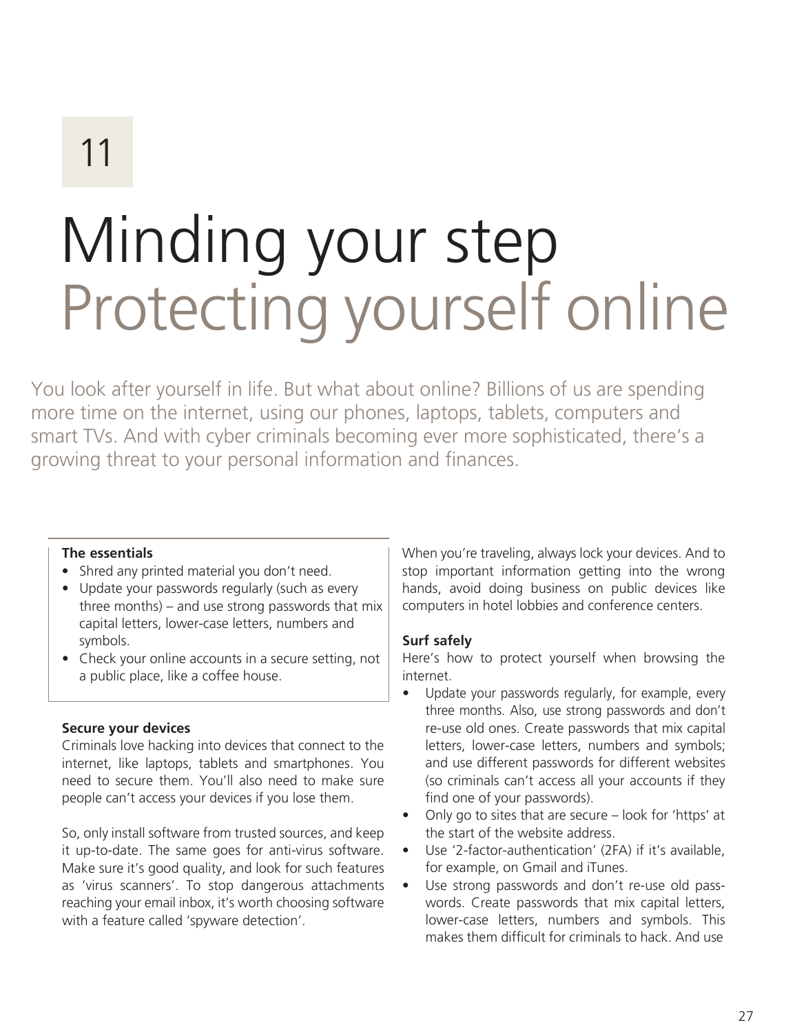11

# Minding your step
## Protecting yourself online

You look after yourself in life. But what about online? Billions of us are spending more time on the internet, using our phones, laptops, tablets, computers and smart TVs. And with cyber criminals becoming ever more sophisticated, there's a growing threat to your personal information and finances.

**The essentials**

- Shred any printed material you don't need.
- Update your passwords regularly (such as every three months) – and use strong passwords that mix capital letters, lower-case letters, numbers and symbols.
- Check your online accounts in a secure setting, not a public place, like a coffee house.

### Secure your devices

Criminals love hacking into devices that connect to the internet, like laptops, tablets and smartphones. You need to secure them. You'll also need to make sure people can't access your devices if you lose them.

So, only install software from trusted sources, and keep it up-to-date. The same goes for anti-virus software. Make sure it's good quality, and look for such features as 'virus scanners'. To stop dangerous attachments reaching your email inbox, it's worth choosing software with a feature called 'spyware detection'.

When you're traveling, always lock your devices. And to stop important information getting into the wrong hands, avoid doing business on public devices like computers in hotel lobbies and conference centers.

### Surf safely

Here's how to protect yourself when browsing the internet.

- Update your passwords regularly, for example, every three months. Also, use strong passwords and don't re-use old ones. Create passwords that mix capital letters, lower-case letters, numbers and symbols; and use different passwords for different websites (so criminals can't access all your accounts if they find one of your passwords).
- Only go to sites that are secure – look for 'https' at the start of the website address.
- Use '2-factor-authentication' (2FA) if it's available, for example, on Gmail and iTunes.
- Use strong passwords and don't re-use old passwords. Create passwords that mix capital letters, lower-case letters, numbers and symbols. This makes them difficult for criminals to hack. And use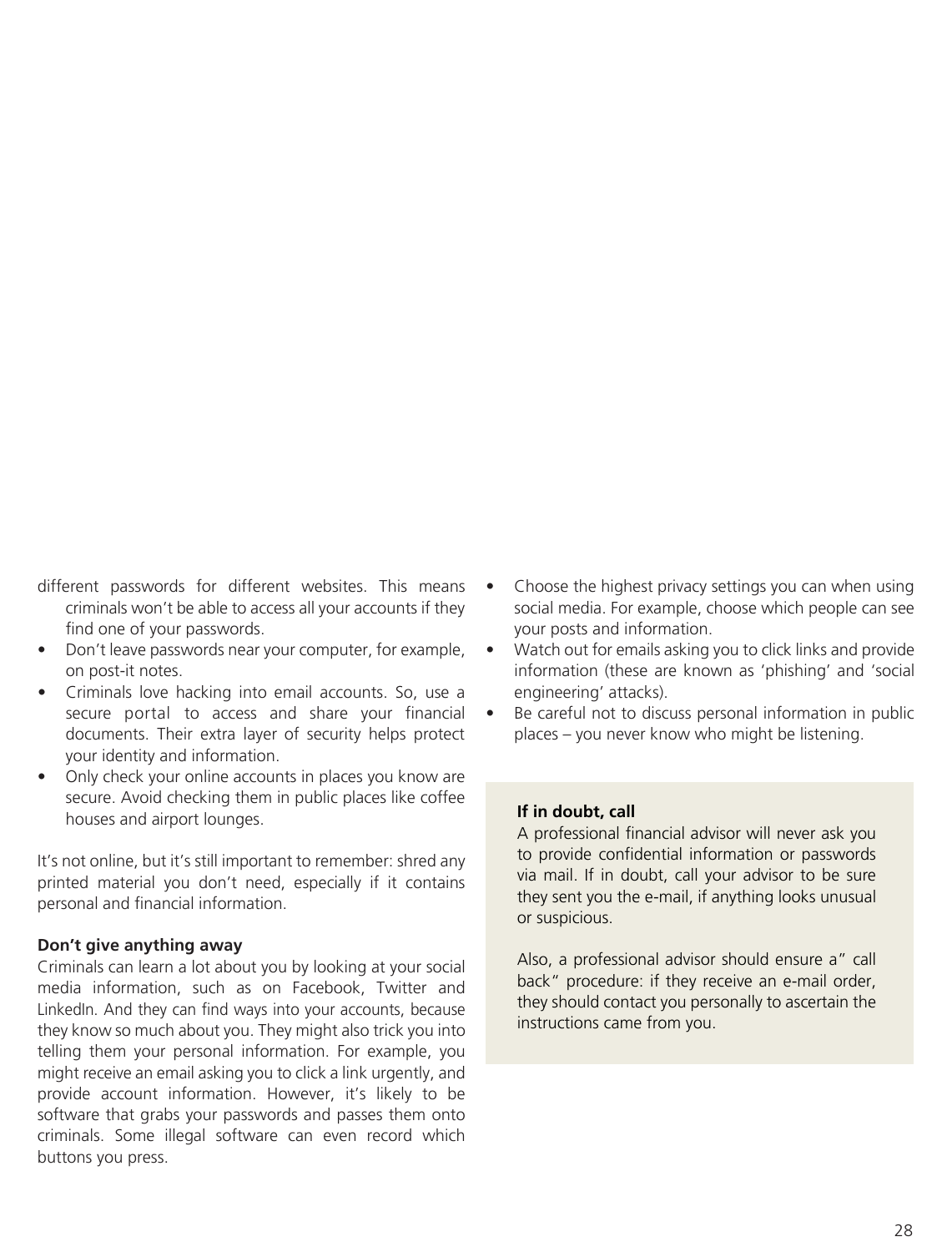different passwords for different websites. This means criminals won't be able to access all your accounts if they find one of your passwords.

- Don't leave passwords near your computer, for example, on post-it notes.
- Criminals love hacking into email accounts. So, use a secure portal to access and share your financial documents. Their extra layer of security helps protect your identity and information.
- Only check your online accounts in places you know are secure. Avoid checking them in public places like coffee houses and airport lounges.

It's not online, but it's still important to remember: shred any printed material you don't need, especially if it contains personal and financial information.

**Don't give anything away**

Criminals can learn a lot about you by looking at your social media information, such as on Facebook, Twitter and LinkedIn. And they can find ways into your accounts, because they know so much about you. They might also trick you into telling them your personal information. For example, you might receive an email asking you to click a link urgently, and provide account information. However, it's likely to be software that grabs your passwords and passes them onto criminals. Some illegal software can even record which buttons you press.

- Choose the highest privacy settings you can when using social media. For example, choose which people can see your posts and information.
- Watch out for emails asking you to click links and provide information (these are known as 'phishing' and 'social engineering' attacks).
- Be careful not to discuss personal information in public places – you never know who might be listening.

**If in doubt, call**

A professional financial advisor will never ask you to provide confidential information or passwords via mail. If in doubt, call your advisor to be sure they sent you the e-mail, if anything looks unusual or suspicious.

Also, a professional advisor should ensure a" call back" procedure: if they receive an e-mail order, they should contact you personally to ascertain the instructions came from you.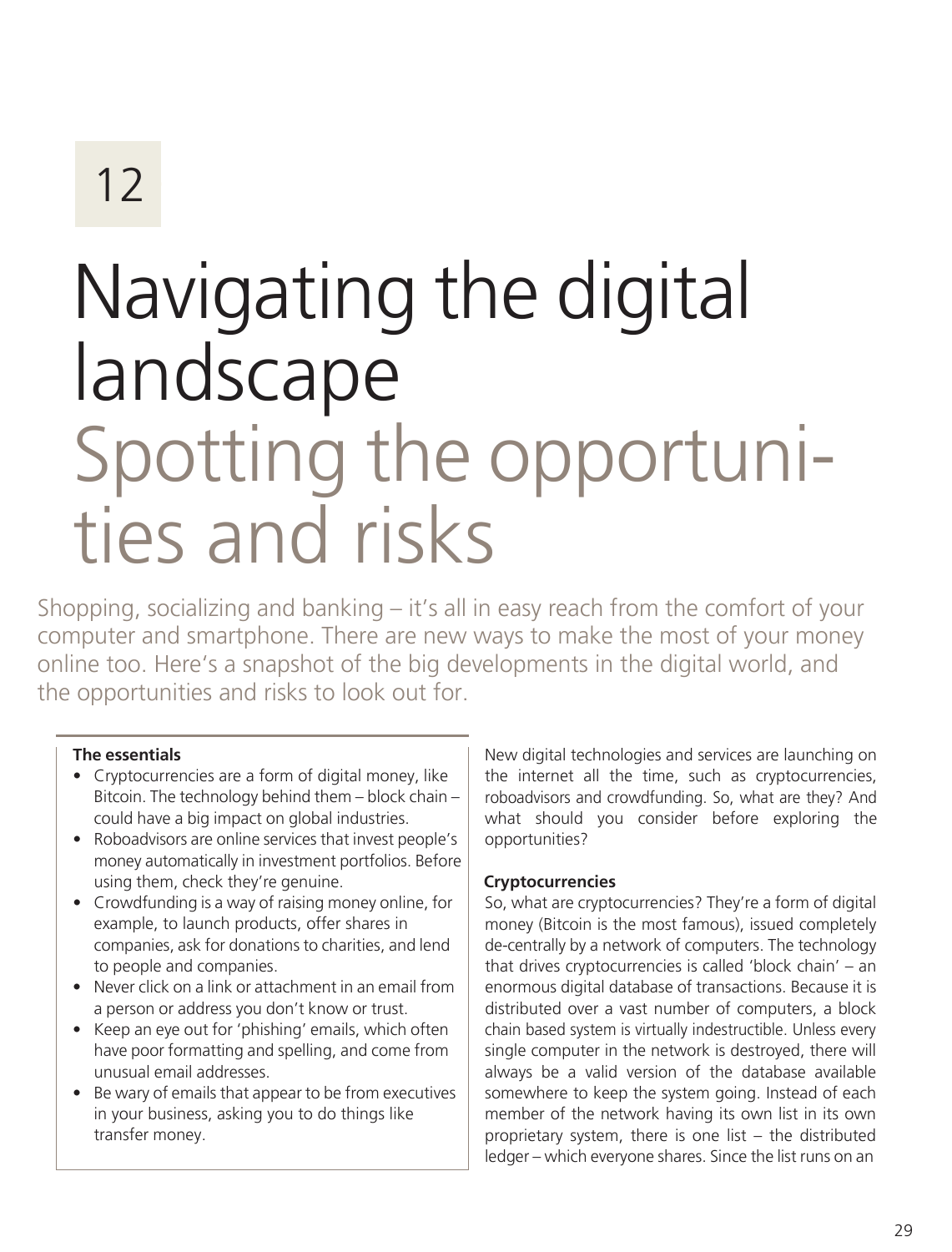12

# Navigating the digital landscape

## Spotting the opportunities and risks

Shopping, socializing and banking – it's all in easy reach from the comfort of your computer and smartphone. There are new ways to make the most of your money online too. Here's a snapshot of the big developments in the digital world, and the opportunities and risks to look out for.

**The essentials**

- Cryptocurrencies are a form of digital money, like Bitcoin. The technology behind them – block chain – could have a big impact on global industries.
- Roboadvisors are online services that invest people's money automatically in investment portfolios. Before using them, check they're genuine.
- Crowdfunding is a way of raising money online, for example, to launch products, offer shares in companies, ask for donations to charities, and lend to people and companies.
- Never click on a link or attachment in an email from a person or address you don't know or trust.
- Keep an eye out for 'phishing' emails, which often have poor formatting and spelling, and come from unusual email addresses.
- Be wary of emails that appear to be from executives in your business, asking you to do things like transfer money.

New digital technologies and services are launching on the internet all the time, such as cryptocurrencies, roboadvisors and crowdfunding. So, what are they? And what should you consider before exploring the opportunities?

### Cryptocurrencies

So, what are cryptocurrencies? They're a form of digital money (Bitcoin is the most famous), issued completely de-centrally by a network of computers. The technology that drives cryptocurrencies is called 'block chain' – an enormous digital database of transactions. Because it is distributed over a vast number of computers, a block chain based system is virtually indestructible. Unless every single computer in the network is destroyed, there will always be a valid version of the database available somewhere to keep the system going. Instead of each member of the network having its own list in its own proprietary system, there is one list – the distributed ledger – which everyone shares. Since the list runs on an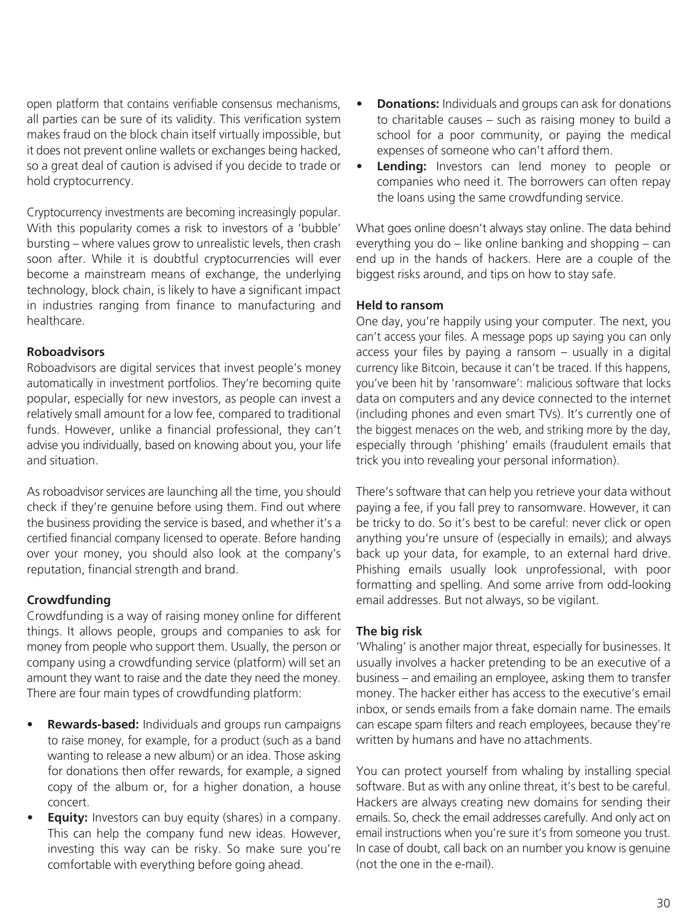open platform that contains verifiable consensus mechanisms, all parties can be sure of its validity. This verification system makes fraud on the block chain itself virtually impossible, but it does not prevent online wallets or exchanges being hacked, so a great deal of caution is advised if you decide to trade or hold cryptocurrency.

Cryptocurrency investments are becoming increasingly popular. With this popularity comes a risk to investors of a 'bubble' bursting – where values grow to unrealistic levels, then crash soon after. While it is doubtful cryptocurrencies will ever become a mainstream means of exchange, the underlying technology, block chain, is likely to have a significant impact in industries ranging from finance to manufacturing and healthcare.

**Roboadvisors**

Roboadvisors are digital services that invest people's money automatically in investment portfolios. They're becoming quite popular, especially for new investors, as people can invest a relatively small amount for a low fee, compared to traditional funds. However, unlike a financial professional, they can't advise you individually, based on knowing about you, your life and situation.

As roboadvisor services are launching all the time, you should check if they're genuine before using them. Find out where the business providing the service is based, and whether it's a certified financial company licensed to operate. Before handing over your money, you should also look at the company's reputation, financial strength and brand.

**Crowdfunding**

Crowdfunding is a way of raising money online for different things. It allows people, groups and companies to ask for money from people who support them. Usually, the person or company using a crowdfunding service (platform) will set an amount they want to raise and the date they need the money. There are four main types of crowdfunding platform:

- **Rewards-based:** Individuals and groups run campaigns to raise money, for example, for a product (such as a band wanting to release a new album) or an idea. Those asking for donations then offer rewards, for example, a signed copy of the album or, for a higher donation, a house concert.
- **Equity:** Investors can buy equity (shares) in a company. This can help the company fund new ideas. However, investing this way can be risky. So make sure you're comfortable with everything before going ahead.
- **Donations:** Individuals and groups can ask for donations to charitable causes – such as raising money to build a school for a poor community, or paying the medical expenses of someone who can't afford them.
- **Lending:** Investors can lend money to people or companies who need it. The borrowers can often repay the loans using the same crowdfunding service.

What goes online doesn't always stay online. The data behind everything you do – like online banking and shopping – can end up in the hands of hackers. Here are a couple of the biggest risks around, and tips on how to stay safe.

**Held to ransom**

One day, you're happily using your computer. The next, you can't access your files. A message pops up saying you can only access your files by paying a ransom – usually in a digital currency like Bitcoin, because it can't be traced. If this happens, you've been hit by 'ransomware': malicious software that locks data on computers and any device connected to the internet (including phones and even smart TVs). It's currently one of the biggest menaces on the web, and striking more by the day, especially through 'phishing' emails (fraudulent emails that trick you into revealing your personal information).

There's software that can help you retrieve your data without paying a fee, if you fall prey to ransomware. However, it can be tricky to do. So it's best to be careful: never click or open anything you're unsure of (especially in emails); and always back up your data, for example, to an external hard drive. Phishing emails usually look unprofessional, with poor formatting and spelling. And some arrive from odd-looking email addresses. But not always, so be vigilant.

**The big risk**

'Whaling' is another major threat, especially for businesses. It usually involves a hacker pretending to be an executive of a business – and emailing an employee, asking them to transfer money. The hacker either has access to the executive's email inbox, or sends emails from a fake domain name. The emails can escape spam filters and reach employees, because they're written by humans and have no attachments.

You can protect yourself from whaling by installing special software. But as with any online threat, it's best to be careful. Hackers are always creating new domains for sending their emails. So, check the email addresses carefully. And only act on email instructions when you're sure it's from someone you trust. In case of doubt, call back on an number you know is genuine (not the one in the e-mail).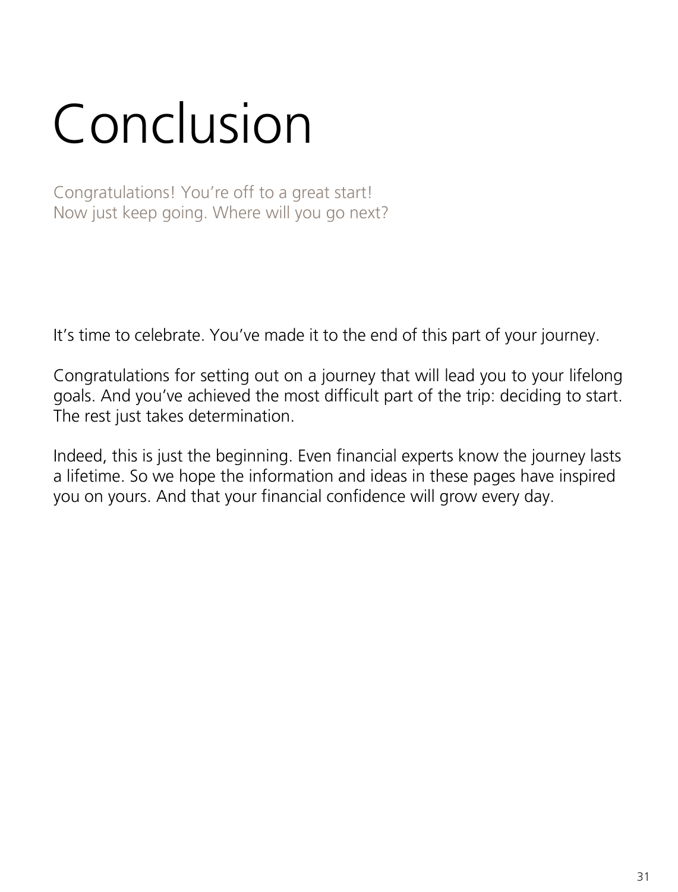# Conclusion

Congratulations! You're off to a great start!
Now just keep going. Where will you go next?

It's time to celebrate. You've made it to the end of this part of your journey.

Congratulations for setting out on a journey that will lead you to your lifelong goals. And you've achieved the most difficult part of the trip: deciding to start. The rest just takes determination.

Indeed, this is just the beginning. Even financial experts know the journey lasts a lifetime. So we hope the information and ideas in these pages have inspired you on yours. And that your financial confidence will grow every day.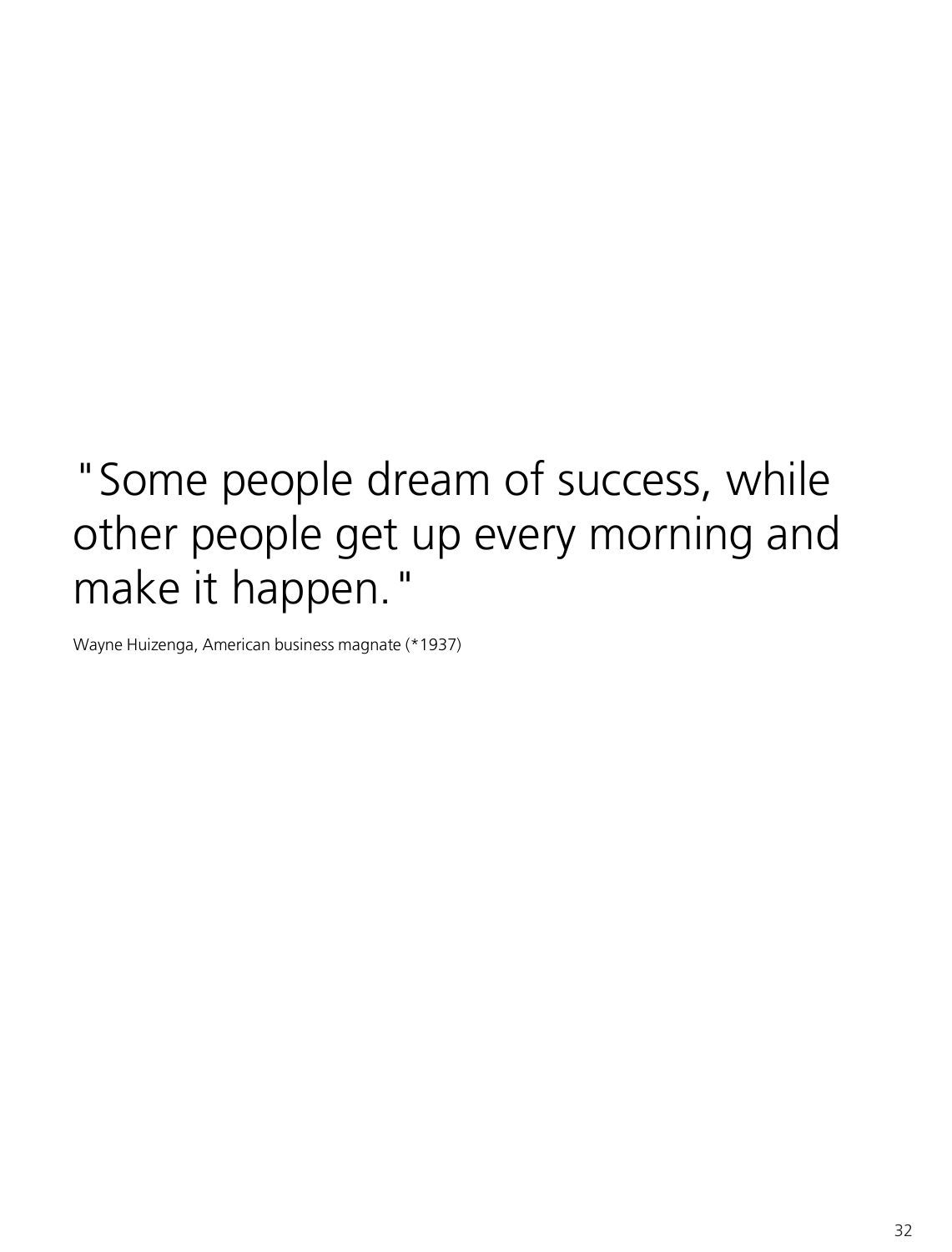"Some people dream of success, while other people get up every morning and make it happen."

Wayne Huizenga, American business magnate (*1937)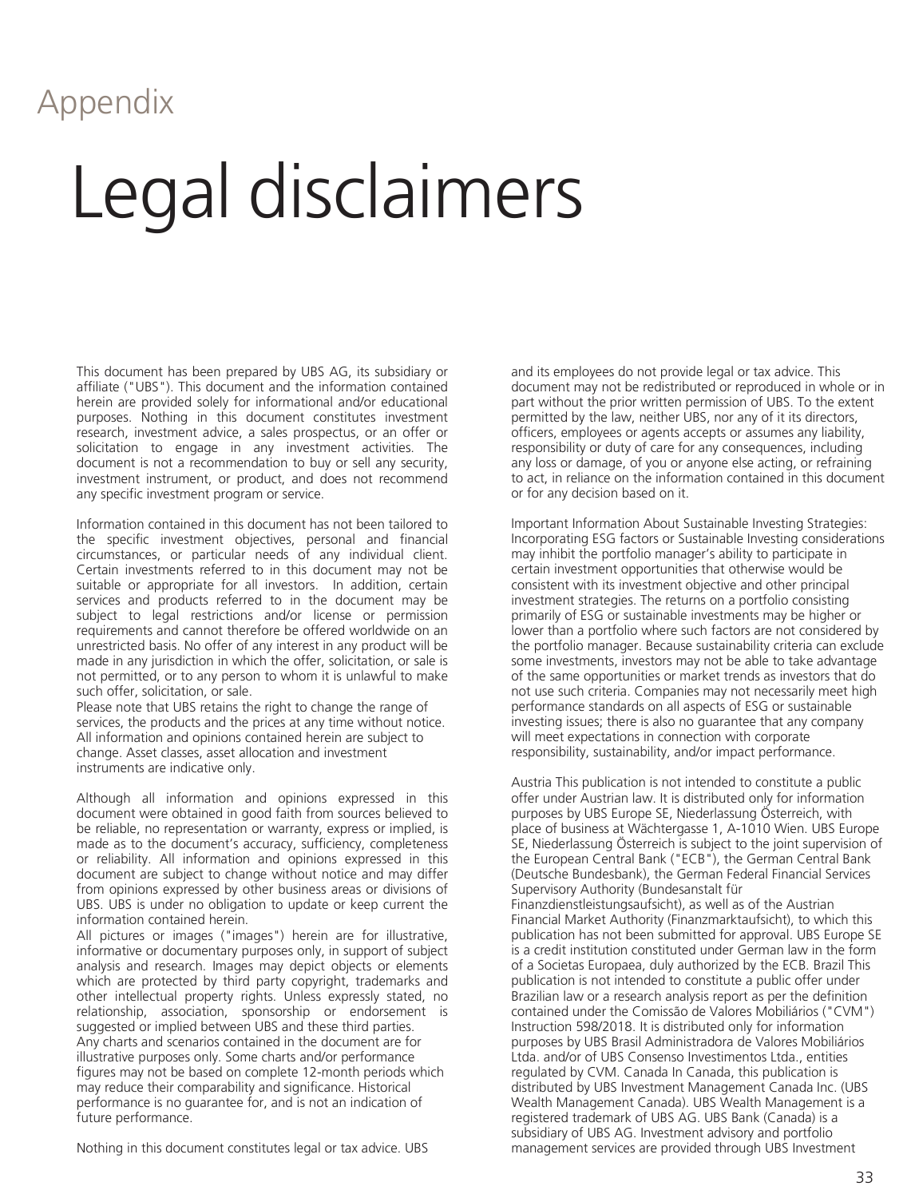Appendix

# Legal disclaimers

This document has been prepared by UBS AG, its subsidiary or affiliate ("UBS"). This document and the information contained herein are provided solely for informational and/or educational purposes. Nothing in this document constitutes investment research, investment advice, a sales prospectus, or an offer or solicitation to engage in any investment activities. The document is not a recommendation to buy or sell any security, investment instrument, or product, and does not recommend any specific investment program or service.

Information contained in this document has not been tailored to the specific investment objectives, personal and financial circumstances, or particular needs of any individual client. Certain investments referred to in this document may not be suitable or appropriate for all investors. In addition, certain services and products referred to in the document may be subject to legal restrictions and/or license or permission requirements and cannot therefore be offered worldwide on an unrestricted basis. No offer of any interest in any product will be made in any jurisdiction in which the offer, solicitation, or sale is not permitted, or to any person to whom it is unlawful to make such offer, solicitation, or sale.
Please note that UBS retains the right to change the range of services, the products and the prices at any time without notice. All information and opinions contained herein are subject to change. Asset classes, asset allocation and investment instruments are indicative only.

Although all information and opinions expressed in this document were obtained in good faith from sources believed to be reliable, no representation or warranty, express or implied, is made as to the document's accuracy, sufficiency, completeness or reliability. All information and opinions expressed in this document are subject to change without notice and may differ from opinions expressed by other business areas or divisions of UBS. UBS is under no obligation to update or keep current the information contained herein.
All pictures or images ("images") herein are for illustrative, informative or documentary purposes only, in support of subject analysis and research. Images may depict objects or elements which are protected by third party copyright, trademarks and other intellectual property rights. Unless expressly stated, no relationship, association, sponsorship or endorsement is suggested or implied between UBS and these third parties.
Any charts and scenarios contained in the document are for illustrative purposes only. Some charts and/or performance figures may not be based on complete 12-month periods which may reduce their comparability and significance. Historical performance is no guarantee for, and is not an indication of future performance.

Nothing in this document constitutes legal or tax advice. UBS and its employees do not provide legal or tax advice. This document may not be redistributed or reproduced in whole or in part without the prior written permission of UBS. To the extent permitted by the law, neither UBS, nor any of it its directors, officers, employees or agents accepts or assumes any liability, responsibility or duty of care for any consequences, including any loss or damage, of you or anyone else acting, or refraining to act, in reliance on the information contained in this document or for any decision based on it.

Important Information About Sustainable Investing Strategies: Incorporating ESG factors or Sustainable Investing considerations may inhibit the portfolio manager's ability to participate in certain investment opportunities that otherwise would be consistent with its investment objective and other principal investment strategies. The returns on a portfolio consisting primarily of ESG or sustainable investments may be higher or lower than a portfolio where such factors are not considered by the portfolio manager. Because sustainability criteria can exclude some investments, investors may not be able to take advantage of the same opportunities or market trends as investors that do not use such criteria. Companies may not necessarily meet high performance standards on all aspects of ESG or sustainable investing issues; there is also no guarantee that any company will meet expectations in connection with corporate responsibility, sustainability, and/or impact performance.

Austria This publication is not intended to constitute a public offer under Austrian law. It is distributed only for information purposes by UBS Europe SE, Niederlassung Österreich, with place of business at Wächtergasse 1, A-1010 Wien. UBS Europe SE, Niederlassung Österreich is subject to the joint supervision of the European Central Bank ("ECB"), the German Central Bank (Deutsche Bundesbank), the German Federal Financial Services Supervisory Authority (Bundesanstalt für Finanzdienstleistungsaufsicht), as well as of the Austrian Financial Market Authority (Finanzmarktaufsicht), to which this publication has not been submitted for approval. UBS Europe SE is a credit institution constituted under German law in the form of a Societas Europaea, duly authorized by the ECB. Brazil This publication is not intended to constitute a public offer under Brazilian law or a research analysis report as per the definition contained under the Comissão de Valores Mobiliários ("CVM") Instruction 598/2018. It is distributed only for information purposes by UBS Brasil Administradora de Valores Mobiliários Ltda. and/or of UBS Consenso Investimentos Ltda., entities regulated by CVM. Canada In Canada, this publication is distributed by UBS Investment Management Canada Inc. (UBS Wealth Management Canada). UBS Wealth Management is a registered trademark of UBS AG. UBS Bank (Canada) is a subsidiary of UBS AG. Investment advisory and portfolio management services are provided through UBS Investment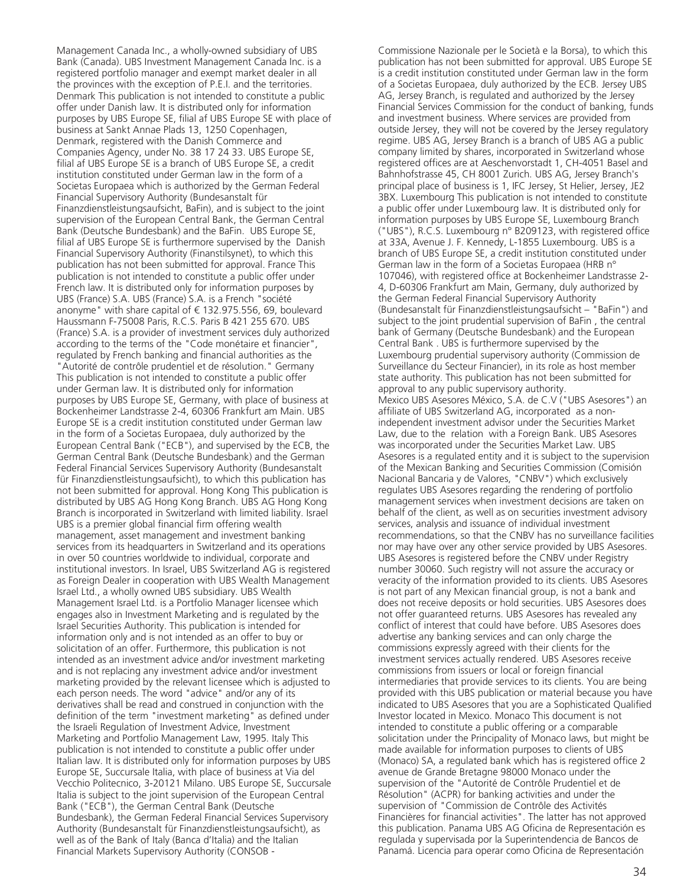Management Canada Inc., a wholly-owned subsidiary of UBS Bank (Canada). UBS Investment Management Canada Inc. is a registered portfolio manager and exempt market dealer in all the provinces with the exception of P.E.I. and the territories. Denmark This publication is not intended to constitute a public offer under Danish law. It is distributed only for information purposes by UBS Europe SE, filial af UBS Europe SE with place of business at Sankt Annae Plads 13, 1250 Copenhagen, Denmark, registered with the Danish Commerce and Companies Agency, under No. 38 17 24 33. UBS Europe SE, filial af UBS Europe SE is a branch of UBS Europe SE, a credit institution constituted under German law in the form of a Societas Europaea which is authorized by the German Federal Financial Supervisory Authority (Bundesanstalt für Finanzdienstleistungsaufsicht, BaFin), and is subject to the joint supervision of the European Central Bank, the German Central Bank (Deutsche Bundesbank) and the BaFin. UBS Europe SE, filial af UBS Europe SE is furthermore supervised by the Danish Financial Supervisory Authority (Finanstilsynet), to which this publication has not been submitted for approval. France This publication is not intended to constitute a public offer under French law. It is distributed only for information purposes by UBS (France) S.A. UBS (France) S.A. is a French "société anonyme" with share capital of € 132.975.556, 69, boulevard Haussmann F-75008 Paris, R.C.S. Paris B 421 255 670. UBS (France) S.A. is a provider of investment services duly authorized according to the terms of the "Code monétaire et financier", regulated by French banking and financial authorities as the "Autorité de contrôle prudentiel et de résolution." Germany This publication is not intended to constitute a public offer under German law. It is distributed only for information purposes by UBS Europe SE, Germany, with place of business at Bockenheimer Landstrasse 2-4, 60306 Frankfurt am Main. UBS Europe SE is a credit institution constituted under German law in the form of a Societas Europaea, duly authorized by the European Central Bank ("ECB"), and supervised by the ECB, the German Central Bank (Deutsche Bundesbank) and the German Federal Financial Services Supervisory Authority (Bundesanstalt für Finanzdienstleistungsaufsicht), to which this publication has not been submitted for approval. Hong Kong This publication is distributed by UBS AG Hong Kong Branch. UBS AG Hong Kong Branch is incorporated in Switzerland with limited liability. Israel UBS is a premier global financial firm offering wealth management, asset management and investment banking services from its headquarters in Switzerland and its operations in over 50 countries worldwide to individual, corporate and institutional investors. In Israel, UBS Switzerland AG is registered as Foreign Dealer in cooperation with UBS Wealth Management Israel Ltd., a wholly owned UBS subsidiary. UBS Wealth Management Israel Ltd. is a Portfolio Manager licensee which engages also in Investment Marketing and is regulated by the Israel Securities Authority. This publication is intended for information only and is not intended as an offer to buy or solicitation of an offer. Furthermore, this publication is not intended as an investment advice and/or investment marketing and is not replacing any investment advice and/or investment marketing provided by the relevant licensee which is adjusted to each person needs. The word "advice" and/or any of its derivatives shall be read and construed in conjunction with the definition of the term "investment marketing" as defined under the Israeli Regulation of Investment Advice, Investment Marketing and Portfolio Management Law, 1995. Italy This publication is not intended to constitute a public offer under Italian law. It is distributed only for information purposes by UBS Europe SE, Succursale Italia, with place of business at Via del Vecchio Politecnico, 3-20121 Milano. UBS Europe SE, Succursale Italia is subject to the joint supervision of the European Central Bank ("ECB"), the German Central Bank (Deutsche Bundesbank), the German Federal Financial Services Supervisory Authority (Bundesanstalt für Finanzdienstleistungsaufsicht), as well as of the Bank of Italy (Banca d'Italia) and the Italian Financial Markets Supervisory Authority (CONSOB - Commissione Nazionale per le Società e la Borsa), to which this publication has not been submitted for approval. UBS Europe SE is a credit institution constituted under German law in the form of a Societas Europaea, duly authorized by the ECB. Jersey UBS AG, Jersey Branch, is regulated and authorized by the Jersey Financial Services Commission for the conduct of banking, funds and investment business. Where services are provided from outside Jersey, they will not be covered by the Jersey regulatory regime. UBS AG, Jersey Branch is a branch of UBS AG a public company limited by shares, incorporated in Switzerland whose registered offices are at Aeschenvorstadt 1, CH-4051 Basel and Bahnhofstrasse 45, CH 8001 Zurich. UBS AG, Jersey Branch's principal place of business is 1, IFC Jersey, St Helier, Jersey, JE2 3BX. Luxembourg This publication is not intended to constitute a public offer under Luxembourg law. It is distributed only for information purposes by UBS Europe SE, Luxembourg Branch ("UBS"), R.C.S. Luxembourg n° B209123, with registered office at 33A, Avenue J. F. Kennedy, L-1855 Luxembourg. UBS is a branch of UBS Europe SE, a credit institution constituted under German law in the form of a Societas Europaea (HRB n° 107046), with registered office at Bockenheimer Landstrasse 2-4, D-60306 Frankfurt am Main, Germany, duly authorized by the German Federal Financial Supervisory Authority (Bundesanstalt für Finanzdienstleistungsaufsicht – "BaFin") and subject to the joint prudential supervision of BaFin , the central bank of Germany (Deutsche Bundesbank) and the European Central Bank . UBS is furthermore supervised by the Luxembourg prudential supervisory authority (Commission de Surveillance du Secteur Financier), in its role as host member state authority. This publication has not been submitted for approval to any public supervisory authority.

Mexico UBS Asesores México, S.A. de C.V ("UBS Asesores") an affiliate of UBS Switzerland AG, incorporated as a non-independent investment advisor under the Securities Market Law, due to the relation with a Foreign Bank. UBS Asesores was incorporated under the Securities Market Law. UBS Asesores is a regulated entity and it is subject to the supervision of the Mexican Banking and Securities Commission (Comisión Nacional Bancaria y de Valores, "CNBV") which exclusively regulates UBS Asesores regarding the rendering of portfolio management services when investment decisions are taken on behalf of the client, as well as on securities investment advisory services, analysis and issuance of individual investment recommendations, so that the CNBV has no surveillance facilities nor may have over any other service provided by UBS Asesores. UBS Asesores is registered before the CNBV under Registry number 30060. Such registry will not assure the accuracy or veracity of the information provided to its clients. UBS Asesores is not part of any Mexican financial group, is not a bank and does not receive deposits or hold securities. UBS Asesores does not offer guaranteed returns. UBS Asesores has revealed any conflict of interest that could have before. UBS Asesores does advertise any banking services and can only charge the commissions expressly agreed with their clients for the investment services actually rendered. UBS Asesores receive commissions from issuers or local or foreign financial intermediaries that provide services to its clients. You are being provided with this UBS publication or material because you have indicated to UBS Asesores that you are a Sophisticated Qualified Investor located in Mexico. Monaco This document is not intended to constitute a public offering or a comparable solicitation under the Principality of Monaco laws, but might be made available for information purposes to clients of UBS (Monaco) SA, a regulated bank which has is registered office 2 avenue de Grande Bretagne 98000 Monaco under the supervision of the "Autorité de Contrôle Prudentiel et de Résolution" (ACPR) for banking activities and under the supervision of "Commission de Contrôle des Activités Financières for financial activities". The latter has not approved this publication. Panama UBS AG Oficina de Representación es regulada y supervisada por la Superintendencia de Bancos de Panamá. Licencia para operar como Oficina de Representación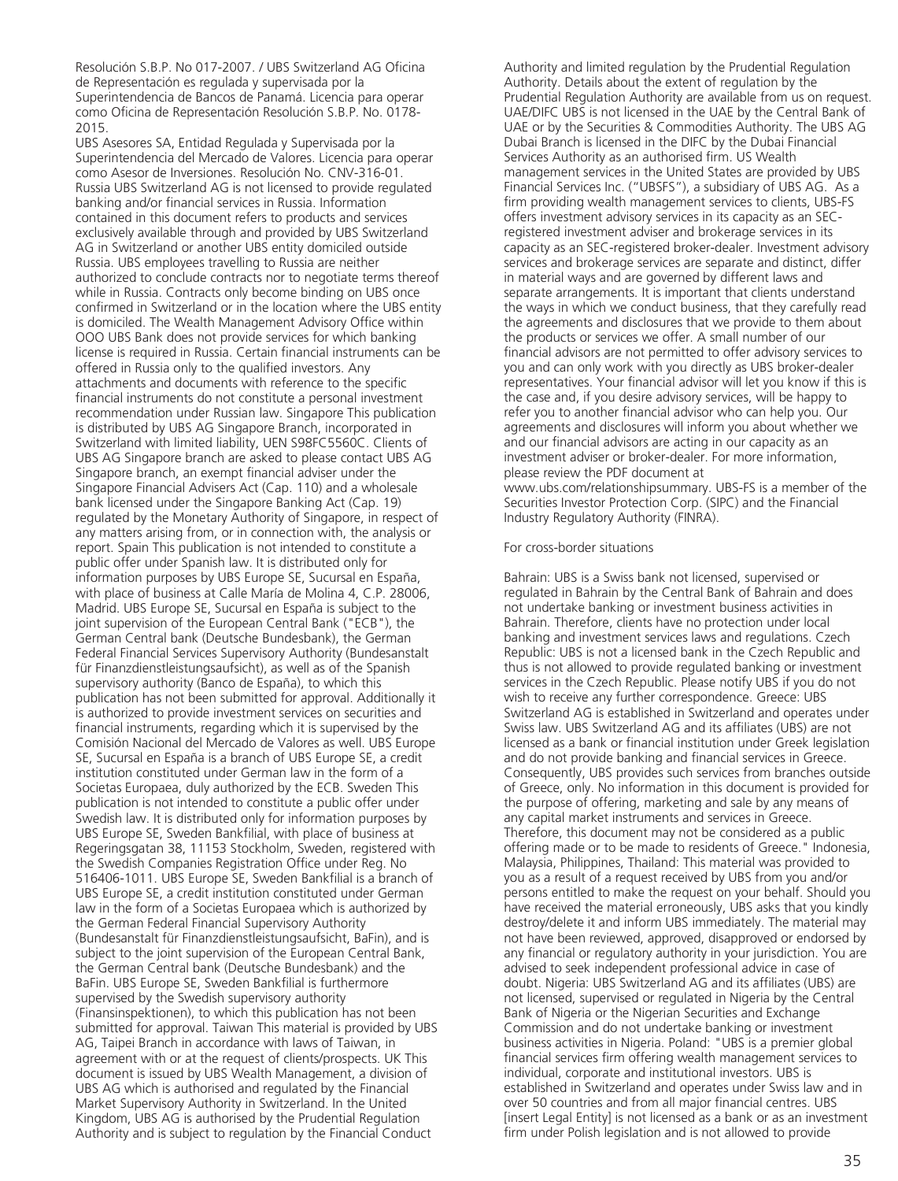Resolución S.B.P. No 017-2007. / UBS Switzerland AG Oficina de Representación es regulada y supervisada por la Superintendencia de Bancos de Panamá. Licencia para operar como Oficina de Representación Resolución S.B.P. No. 0178-2015.

UBS Asesores SA, Entidad Regulada y Supervisada por la Superintendencia del Mercado de Valores. Licencia para operar como Asesor de Inversiones. Resolución No. CNV-316-01. Russia UBS Switzerland AG is not licensed to provide regulated banking and/or financial services in Russia. Information contained in this document refers to products and services exclusively available through and provided by UBS Switzerland AG in Switzerland or another UBS entity domiciled outside Russia. UBS employees travelling to Russia are neither authorized to conclude contracts nor to negotiate terms thereof while in Russia. Contracts only become binding on UBS once confirmed in Switzerland or in the location where the UBS entity is domiciled. The Wealth Management Advisory Office within OOO UBS Bank does not provide services for which banking license is required in Russia. Certain financial instruments can be offered in Russia only to the qualified investors. Any attachments and documents with reference to the specific financial instruments do not constitute a personal investment recommendation under Russian law. Singapore This publication is distributed by UBS AG Singapore Branch, incorporated in Switzerland with limited liability, UEN S98FC5560C. Clients of UBS AG Singapore branch are asked to please contact UBS AG Singapore branch, an exempt financial adviser under the Singapore Financial Advisers Act (Cap. 110) and a wholesale bank licensed under the Singapore Banking Act (Cap. 19) regulated by the Monetary Authority of Singapore, in respect of any matters arising from, or in connection with, the analysis or report. Spain This publication is not intended to constitute a public offer under Spanish law. It is distributed only for information purposes by UBS Europe SE, Sucursal en España, with place of business at Calle María de Molina 4, C.P. 28006, Madrid. UBS Europe SE, Sucursal en España is subject to the joint supervision of the European Central Bank ("ECB"), the German Central bank (Deutsche Bundesbank), the German Federal Financial Services Supervisory Authority (Bundesanstalt für Finanzdienstleistungsaufsicht), as well as of the Spanish supervisory authority (Banco de España), to which this publication has not been submitted for approval. Additionally it is authorized to provide investment services on securities and financial instruments, regarding which it is supervised by the Comisión Nacional del Mercado de Valores as well. UBS Europe SE, Sucursal en España is a branch of UBS Europe SE, a credit institution constituted under German law in the form of a Societas Europaea, duly authorized by the ECB. Sweden This publication is not intended to constitute a public offer under Swedish law. It is distributed only for information purposes by UBS Europe SE, Sweden Bankfilial, with place of business at Regeringsgatan 38, 11153 Stockholm, Sweden, registered with the Swedish Companies Registration Office under Reg. No 516406-1011. UBS Europe SE, Sweden Bankfilial is a branch of UBS Europe SE, a credit institution constituted under German law in the form of a Societas Europaea which is authorized by the German Federal Financial Supervisory Authority (Bundesanstalt für Finanzdienstleistungsaufsicht, BaFin), and is subject to the joint supervision of the European Central Bank, the German Central bank (Deutsche Bundesbank) and the BaFin. UBS Europe SE, Sweden Bankfilial is furthermore supervised by the Swedish supervisory authority (Finansinspektionen), to which this publication has not been submitted for approval. Taiwan This material is provided by UBS AG, Taipei Branch in accordance with laws of Taiwan, in agreement with or at the request of clients/prospects. UK This document is issued by UBS Wealth Management, a division of UBS AG which is authorised and regulated by the Financial Market Supervisory Authority in Switzerland. In the United Kingdom, UBS AG is authorised by the Prudential Regulation Authority and is subject to regulation by the Financial Conduct Authority and limited regulation by the Prudential Regulation Authority. Details about the extent of regulation by the Prudential Regulation Authority are available from us on request. UAE/DIFC UBS is not licensed in the UAE by the Central Bank of UAE or by the Securities & Commodities Authority. The UBS AG Dubai Branch is licensed in the DIFC by the Dubai Financial Services Authority as an authorised firm. US Wealth management services in the United States are provided by UBS Financial Services Inc. ("UBSFS"), a subsidiary of UBS AG. As a firm providing wealth management services to clients, UBS-FS offers investment advisory services in its capacity as an SEC-registered investment adviser and brokerage services in its capacity as an SEC-registered broker-dealer. Investment advisory services and brokerage services are separate and distinct, differ in material ways and are governed by different laws and separate arrangements. It is important that clients understand the ways in which we conduct business, that they carefully read the agreements and disclosures that we provide to them about the products or services we offer. A small number of our financial advisors are not permitted to offer advisory services to you and can only work with you directly as UBS broker-dealer representatives. Your financial advisor will let you know if this is the case and, if you desire advisory services, will be happy to refer you to another financial advisor who can help you. Our agreements and disclosures will inform you about whether we and our financial advisors are acting in our capacity as an investment adviser or broker-dealer. For more information, please review the PDF document at www.ubs.com/relationshipsummary. UBS-FS is a member of the Securities Investor Protection Corp. (SIPC) and the Financial Industry Regulatory Authority (FINRA).

For cross-border situations

Bahrain: UBS is a Swiss bank not licensed, supervised or regulated in Bahrain by the Central Bank of Bahrain and does not undertake banking or investment business activities in Bahrain. Therefore, clients have no protection under local banking and investment services laws and regulations. Czech Republic: UBS is not a licensed bank in the Czech Republic and thus is not allowed to provide regulated banking or investment services in the Czech Republic. Please notify UBS if you do not wish to receive any further correspondence. Greece: UBS Switzerland AG is established in Switzerland and operates under Swiss law. UBS Switzerland AG and its affiliates (UBS) are not licensed as a bank or financial institution under Greek legislation and do not provide banking and financial services in Greece. Consequently, UBS provides such services from branches outside of Greece, only. No information in this document is provided for the purpose of offering, marketing and sale by any means of any capital market instruments and services in Greece. Therefore, this document may not be considered as a public offering made or to be made to residents of Greece." Indonesia, Malaysia, Philippines, Thailand: This material was provided to you as a result of a request received by UBS from you and/or persons entitled to make the request on your behalf. Should you have received the material erroneously, UBS asks that you kindly destroy/delete it and inform UBS immediately. The material may not have been reviewed, approved, disapproved or endorsed by any financial or regulatory authority in your jurisdiction. You are advised to seek independent professional advice in case of doubt. Nigeria: UBS Switzerland AG and its affiliates (UBS) are not licensed, supervised or regulated in Nigeria by the Central Bank of Nigeria or the Nigerian Securities and Exchange Commission and do not undertake banking or investment business activities in Nigeria. Poland: "UBS is a premier global financial services firm offering wealth management services to individual, corporate and institutional investors. UBS is established in Switzerland and operates under Swiss law and in over 50 countries and from all major financial centres. UBS [insert Legal Entity] is not licensed as a bank or as an investment firm under Polish legislation and is not allowed to provide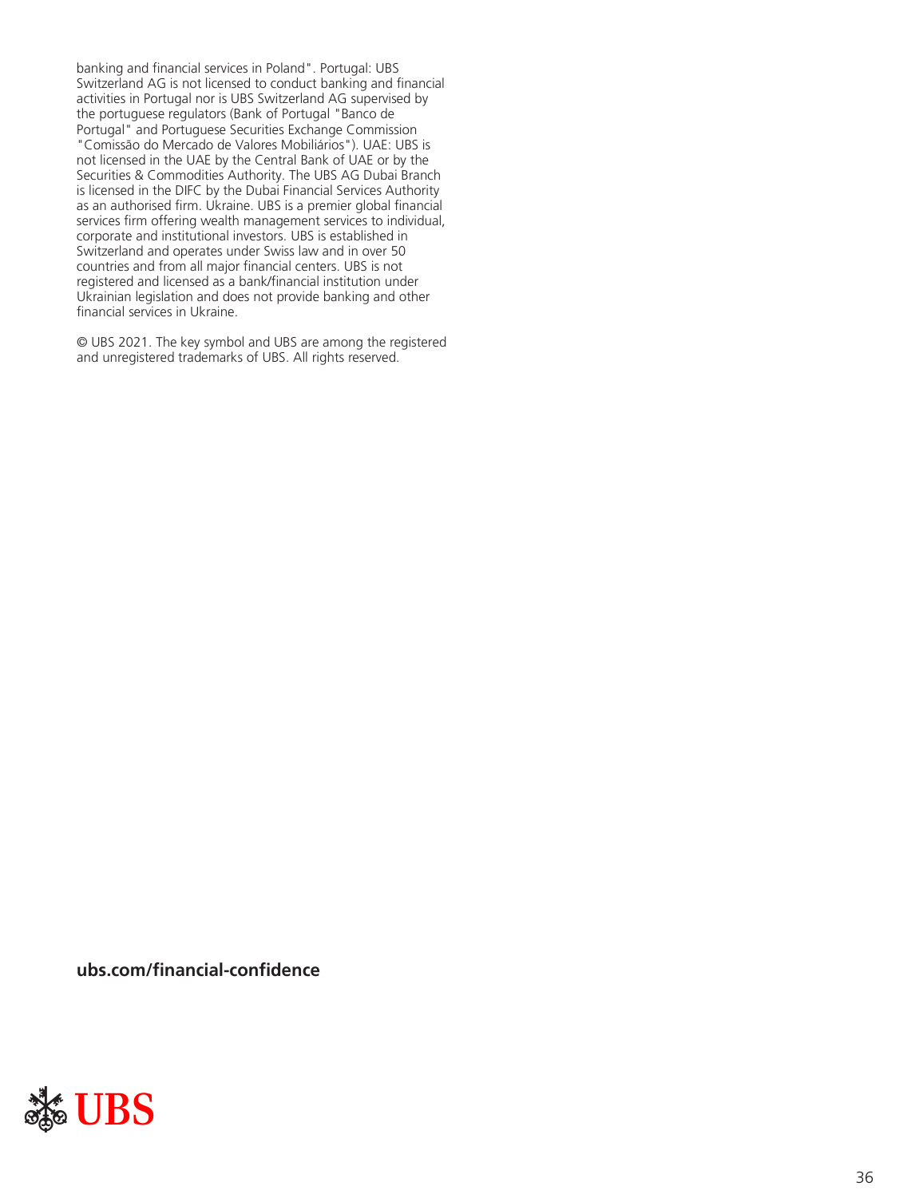banking and financial services in Poland". Portugal: UBS Switzerland AG is not licensed to conduct banking and financial activities in Portugal nor is UBS Switzerland AG supervised by the portuguese regulators (Bank of Portugal "Banco de Portugal" and Portuguese Securities Exchange Commission "Comissão do Mercado de Valores Mobiliários"). UAE: UBS is not licensed in the UAE by the Central Bank of UAE or by the Securities & Commodities Authority. The UBS AG Dubai Branch is licensed in the DIFC by the Dubai Financial Services Authority as an authorised firm. Ukraine. UBS is a premier global financial services firm offering wealth management services to individual, corporate and institutional investors. UBS is established in Switzerland and operates under Swiss law and in over 50 countries and from all major financial centers. UBS is not registered and licensed as a bank/financial institution under Ukrainian legislation and does not provide banking and other financial services in Ukraine.

© UBS 2021. The key symbol and UBS are among the registered and unregistered trademarks of UBS. All rights reserved.

**ubs.com/financial-confidence**

UBS